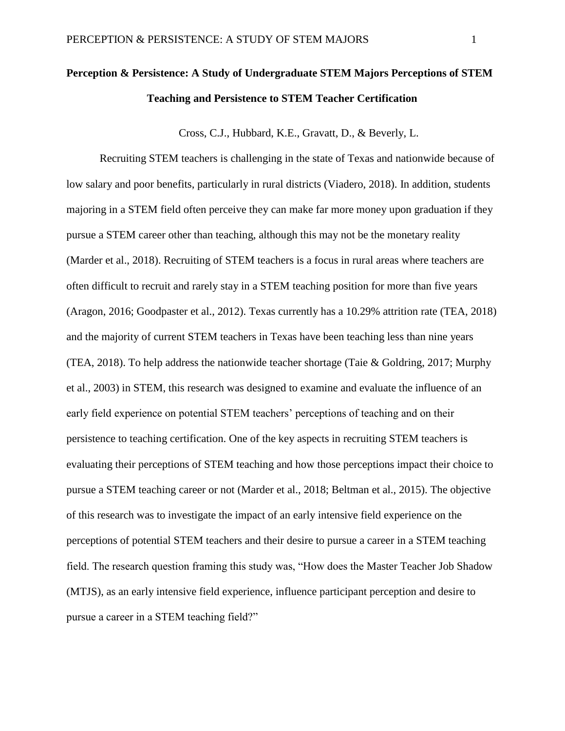# Perception & Persistence: A Study of Undergraduate STEM Majors Perceptions of STEM Teaching and Persistence to STEM Teacher Certification

Cross, C.J., Hubbard, K.E., Gravatt, D., & Beverly, L.

Recruiting STEM teachers is challenging in the state of Texas and nationwide because of low salary and poor benefits, particularly in rural districts (Viadero, 2018). In addition, students majoring in a STEM field often perceive they can make far more money upon graduation if they pursue a STEM career other than teaching, although this may not be the monetary reality (Marder et al., 2018). Recruiting of STEM teachers is a focus in rural areas where teachers are often difficult to recruit and rarely stay in a STEM teaching position for more than five years (Aragon, 2016; Goodpaster et al., 2012). Texas currently has a 10.29% attrition rate (TEA, 2018) and the majority of current STEM teachers in Texas have been teaching less than nine years (TEA, 2018). To help address the nationwide teacher shortage (Taie & Goldring, 2017; Murphy et al., 2003) in STEM, this research was designed to examine and evaluate the influence of an early field experience on potential STEM teachers' perceptions of teaching and on their persistence to teaching certification. One of the key aspects in recruiting STEM teachers is evaluating their perceptions of STEM teaching and how those perceptions impact their choice to pursue a STEM teaching career or not (Marder et al., 2018; Beltman et al., 2015). The objective of this research was to investigate the impact of an early intensive field experience on the perceptions of potential STEM teachers and their desire to pursue a career in a STEM teaching field. The research question framing this study was, "How does the Master Teacher Job Shadow (MTJS), as an early intensive field experience, influence participant perception and desire to pursue a career in a STEM teaching field?"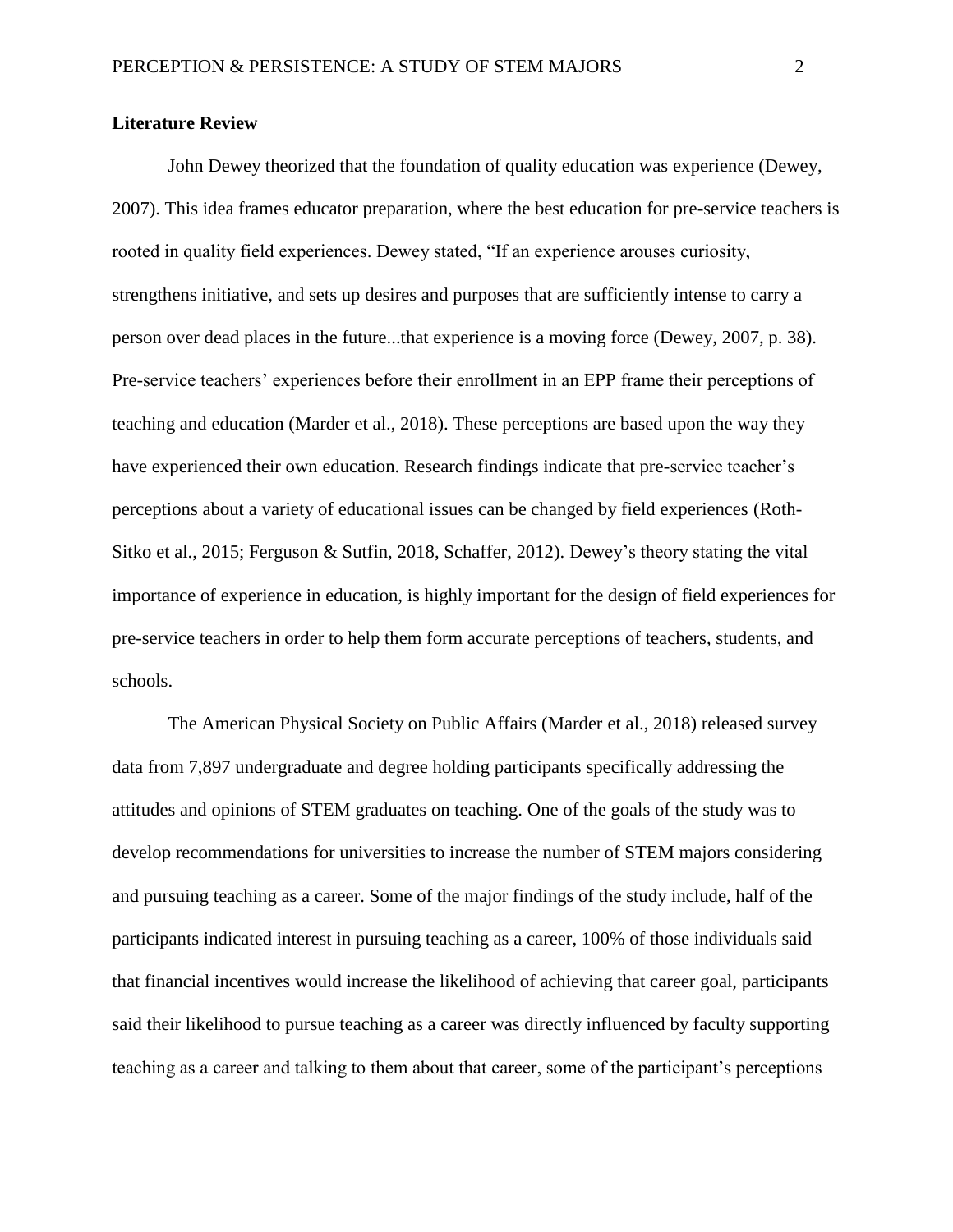**Literature Review**

John Dewey theorized that the foundation of quality education was experience (Dewey, 2007). This idea frames educator preparation, where the best education for pre-service teachers is rooted in quality field experiences. Dewey stated, "If an experience arouses curiosity, strengthens initiative, and sets up desires and purposes that are sufficiently intense to carry a person over dead places in the future...that experience is a moving force (Dewey, 2007, p. 38). Pre-service teachers' experiences before their enrollment in an EPP frame their perceptions of teaching and education (Marder et al., 2018). These perceptions are based upon the way they have experienced their own education. Research findings indicate that pre-service teacher's perceptions about a variety of educational issues can be changed by field experiences (Roth-Sitko et al., 2015; Ferguson & Sutfin, 2018, Schaffer, 2012). Dewey's theory stating the vital importance of experience in education, is highly important for the design of field experiences for pre-service teachers in order to help them form accurate perceptions of teachers, students, and schools.

The American Physical Society on Public Affairs (Marder et al., 2018) released survey data from 7,897 undergraduate and degree holding participants specifically addressing the attitudes and opinions of STEM graduates on teaching. One of the goals of the study was to develop recommendations for universities to increase the number of STEM majors considering and pursuing teaching as a career. Some of the major findings of the study include, half of the participants indicated interest in pursuing teaching as a career, 100% of those individuals said that financial incentives would increase the likelihood of achieving that career goal, participants said their likelihood to pursue teaching as a career was directly influenced by faculty supporting teaching as a career and talking to them about that career, some of the participant's perceptions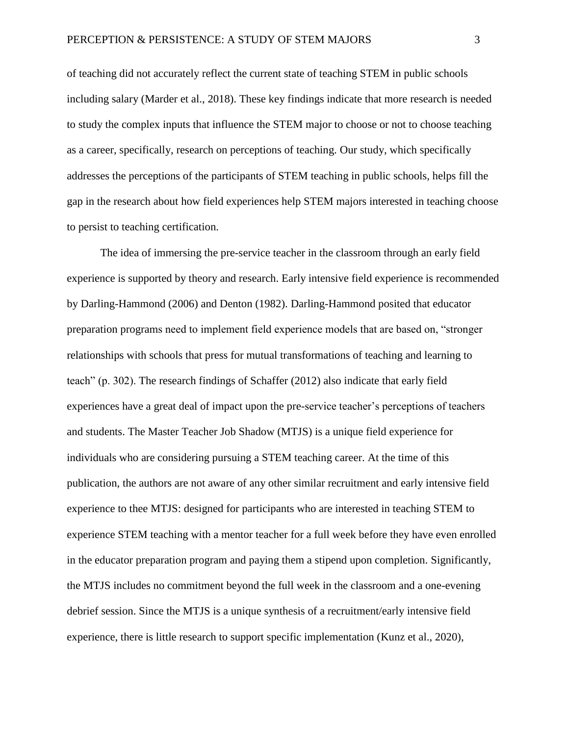of teaching did not accurately reflect the current state of teaching STEM in public schools including salary (Marder et al., 2018). These key findings indicate that more research is needed to study the complex inputs that influence the STEM major to choose or not to choose teaching as a career, specifically, research on perceptions of teaching. Our study, which specifically addresses the perceptions of the participants of STEM teaching in public schools, helps fill the gap in the research about how field experiences help STEM majors interested in teaching choose to persist to teaching certification.

The idea of immersing the pre-service teacher in the classroom through an early field experience is supported by theory and research. Early intensive field experience is recommended by Darling-Hammond (2006) and Denton (1982). Darling-Hammond posited that educator preparation programs need to implement field experience models that are based on, "stronger relationships with schools that press for mutual transformations of teaching and learning to teach" (p. 302). The research findings of Schaffer (2012) also indicate that early field experiences have a great deal of impact upon the pre-service teacher's perceptions of teachers and students. The Master Teacher Job Shadow (MTJS) is a unique field experience for individuals who are considering pursuing a STEM teaching career. At the time of this publication, the authors are not aware of any other similar recruitment and early intensive field experience to thee MTJS: designed for participants who are interested in teaching STEM to experience STEM teaching with a mentor teacher for a full week before they have even enrolled in the educator preparation program and paying them a stipend upon completion. Significantly, the MTJS includes no commitment beyond the full week in the classroom and a one-evening debrief session. Since the MTJS is a unique synthesis of a recruitment/early intensive field experience, there is little research to support specific implementation (Kunz et al., 2020),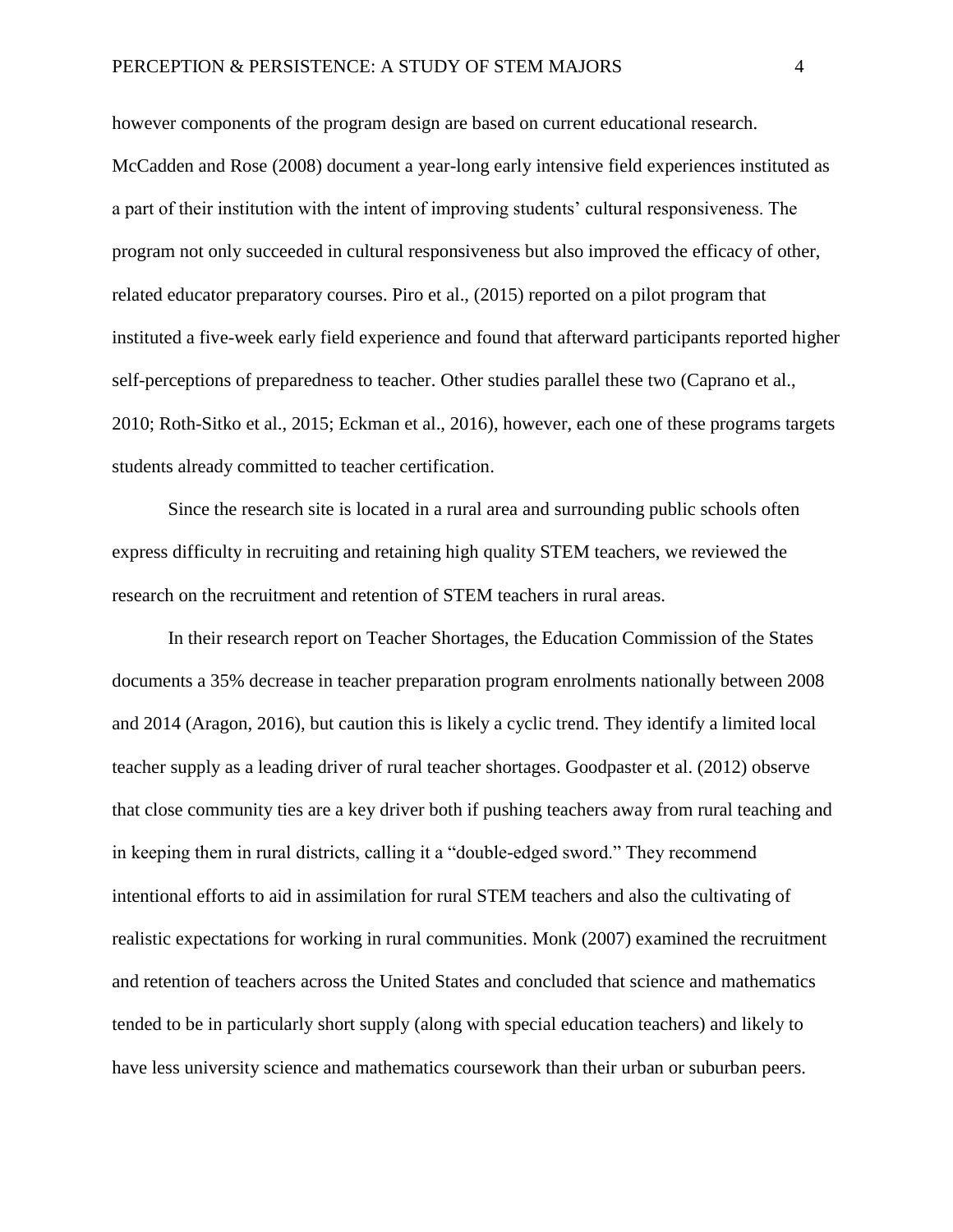however components of the program design are based on current educational research. McCadden and Rose (2008) document a year-long early intensive field experiences instituted as a part of their institution with the intent of improving students' cultural responsiveness. The program not only succeeded in cultural responsiveness but also improved the efficacy of other, related educator preparatory courses. Piro et al., (2015) reported on a pilot program that instituted a five-week early field experience and found that afterward participants reported higher self-perceptions of preparedness to teacher. Other studies parallel these two (Caprano et al., 2010; Roth-Sitko et al., 2015; Eckman et al., 2016), however, each one of these programs targets students already committed to teacher certification.

Since the research site is located in a rural area and surrounding public schools often express difficulty in recruiting and retaining high quality STEM teachers, we reviewed the research on the recruitment and retention of STEM teachers in rural areas.

In their research report on Teacher Shortages, the Education Commission of the States documents a 35% decrease in teacher preparation program enrolments nationally between 2008 and 2014 (Aragon, 2016), but caution this is likely a cyclic trend. They identify a limited local teacher supply as a leading driver of rural teacher shortages. Goodpaster et al. (2012) observe that close community ties are a key driver both if pushing teachers away from rural teaching and in keeping them in rural districts, calling it a "double-edged sword." They recommend intentional efforts to aid in assimilation for rural STEM teachers and also the cultivating of realistic expectations for working in rural communities. Monk (2007) examined the recruitment and retention of teachers across the United States and concluded that science and mathematics tended to be in particularly short supply (along with special education teachers) and likely to have less university science and mathematics coursework than their urban or suburban peers.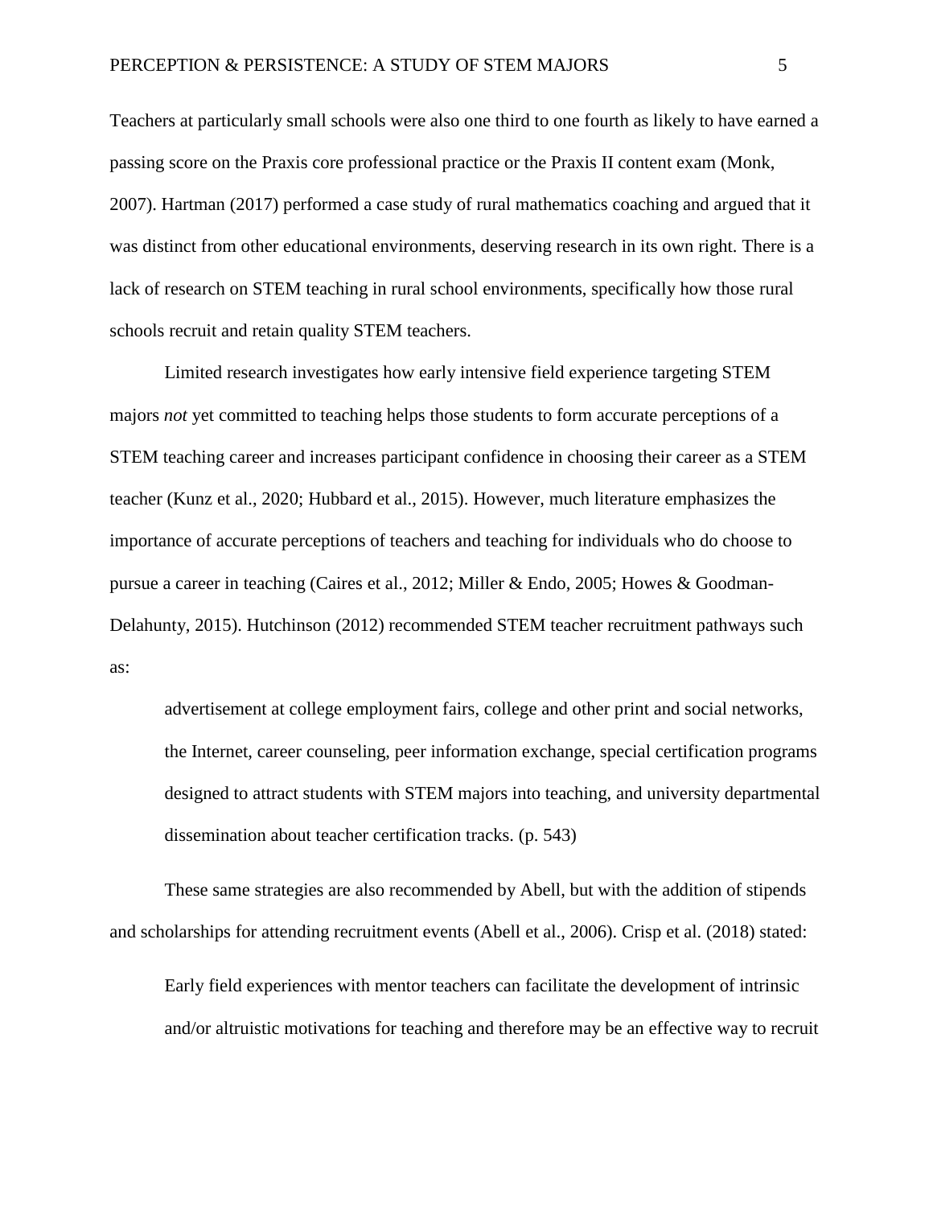Teachers at particularly small schools were also one third to one fourth as likely to have earned a passing score on the Praxis core professional practice or the Praxis II content exam (Monk, 2007). Hartman (2017) performed a case study of rural mathematics coaching and argued that it was distinct from other educational environments, deserving research in its own right. There is a lack of research on STEM teaching in rural school environments, specifically how those rural schools recruit and retain quality STEM teachers.

Limited research investigates how early intensive field experience targeting STEM majors *not* yet committed to teaching helps those students to form accurate perceptions of a STEM teaching career and increases participant confidence in choosing their career as a STEM teacher (Kunz et al., 2020; Hubbard et al., 2015). However, much literature emphasizes the importance of accurate perceptions of teachers and teaching for individuals who do choose to pursue a career in teaching (Caires et al., 2012; Miller & Endo, 2005; Howes & Goodman-Delahunty, 2015). Hutchinson (2012) recommended STEM teacher recruitment pathways such as:

> advertisement at college employment fairs, college and other print and social networks, the Internet, career counseling, peer information exchange, special certification programs designed to attract students with STEM majors into teaching, and university departmental dissemination about teacher certification tracks. (p. 543)

These same strategies are also recommended by Abell, but with the addition of stipends and scholarships for attending recruitment events (Abell et al., 2006). Crisp et al. (2018) stated:

> Early field experiences with mentor teachers can facilitate the development of intrinsic and/or altruistic motivations for teaching and therefore may be an effective way to recruit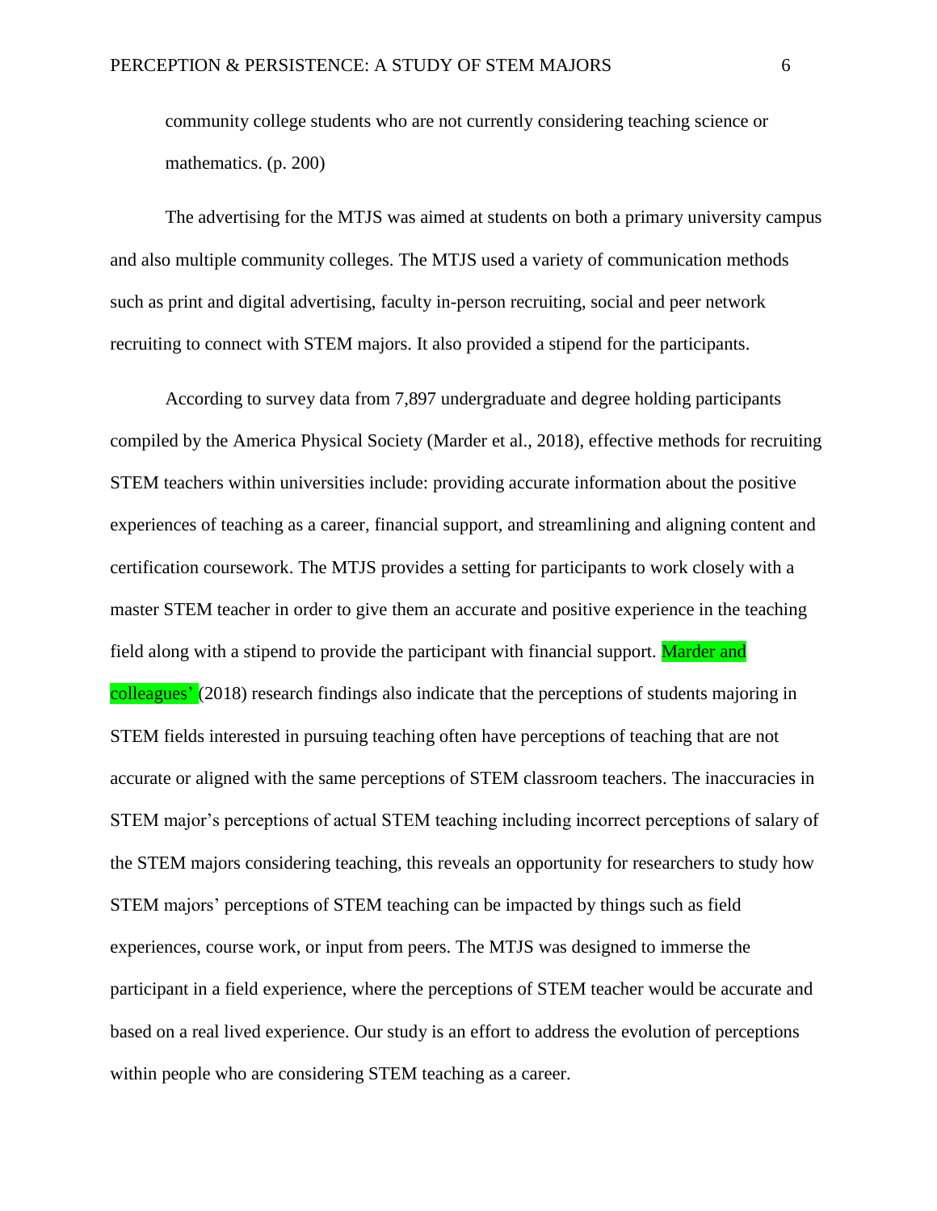community college students who are not currently considering teaching science or mathematics. (p. 200)

The advertising for the MTJS was aimed at students on both a primary university campus and also multiple community colleges. The MTJS used a variety of communication methods such as print and digital advertising, faculty in-person recruiting, social and peer network recruiting to connect with STEM majors. It also provided a stipend for the participants.

According to survey data from 7,897 undergraduate and degree holding participants compiled by the America Physical Society (Marder et al., 2018), effective methods for recruiting STEM teachers within universities include: providing accurate information about the positive experiences of teaching as a career, financial support, and streamlining and aligning content and certification coursework. The MTJS provides a setting for participants to work closely with a master STEM teacher in order to give them an accurate and positive experience in the teaching field along with a stipend to provide the participant with financial support. Marder and colleagues' (2018) research findings also indicate that the perceptions of students majoring in STEM fields interested in pursuing teaching often have perceptions of teaching that are not accurate or aligned with the same perceptions of STEM classroom teachers. The inaccuracies in STEM major's perceptions of actual STEM teaching including incorrect perceptions of salary of the STEM majors considering teaching, this reveals an opportunity for researchers to study how STEM majors' perceptions of STEM teaching can be impacted by things such as field experiences, course work, or input from peers. The MTJS was designed to immerse the participant in a field experience, where the perceptions of STEM teacher would be accurate and based on a real lived experience. Our study is an effort to address the evolution of perceptions within people who are considering STEM teaching as a career.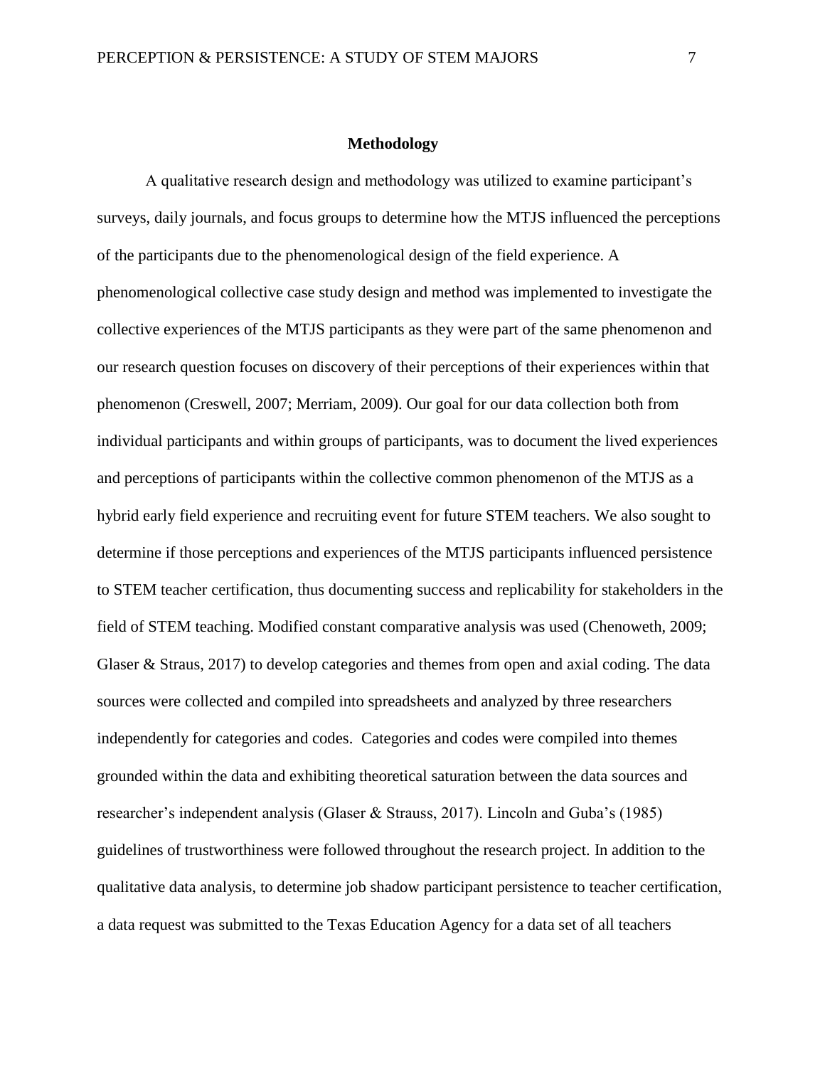## Methodology

A qualitative research design and methodology was utilized to examine participant's surveys, daily journals, and focus groups to determine how the MTJS influenced the perceptions of the participants due to the phenomenological design of the field experience. A phenomenological collective case study design and method was implemented to investigate the collective experiences of the MTJS participants as they were part of the same phenomenon and our research question focuses on discovery of their perceptions of their experiences within that phenomenon (Creswell, 2007; Merriam, 2009). Our goal for our data collection both from individual participants and within groups of participants, was to document the lived experiences and perceptions of participants within the collective common phenomenon of the MTJS as a hybrid early field experience and recruiting event for future STEM teachers. We also sought to determine if those perceptions and experiences of the MTJS participants influenced persistence to STEM teacher certification, thus documenting success and replicability for stakeholders in the field of STEM teaching. Modified constant comparative analysis was used (Chenoweth, 2009; Glaser & Straus, 2017) to develop categories and themes from open and axial coding. The data sources were collected and compiled into spreadsheets and analyzed by three researchers independently for categories and codes. Categories and codes were compiled into themes grounded within the data and exhibiting theoretical saturation between the data sources and researcher's independent analysis (Glaser & Strauss, 2017). Lincoln and Guba's (1985) guidelines of trustworthiness were followed throughout the research project. In addition to the qualitative data analysis, to determine job shadow participant persistence to teacher certification, a data request was submitted to the Texas Education Agency for a data set of all teachers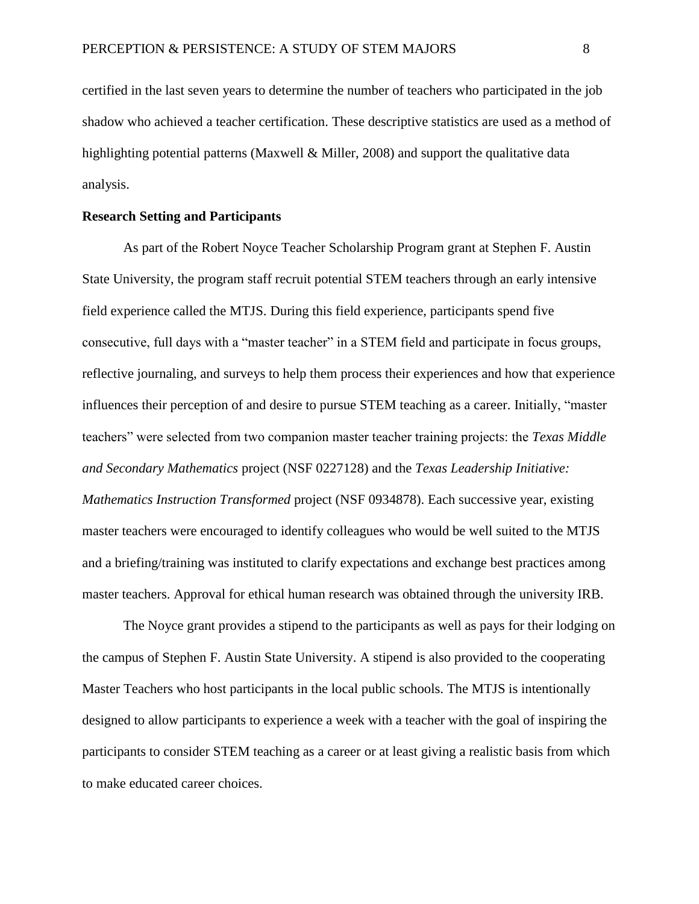certified in the last seven years to determine the number of teachers who participated in the job shadow who achieved a teacher certification. These descriptive statistics are used as a method of highlighting potential patterns (Maxwell & Miller, 2008) and support the qualitative data analysis.

**Research Setting and Participants**

As part of the Robert Noyce Teacher Scholarship Program grant at Stephen F. Austin State University, the program staff recruit potential STEM teachers through an early intensive field experience called the MTJS. During this field experience, participants spend five consecutive, full days with a "master teacher" in a STEM field and participate in focus groups, reflective journaling, and surveys to help them process their experiences and how that experience influences their perception of and desire to pursue STEM teaching as a career. Initially, "master teachers" were selected from two companion master teacher training projects: the *Texas Middle and Secondary Mathematics* project (NSF 0227128) and the *Texas Leadership Initiative: Mathematics Instruction Transformed* project (NSF 0934878). Each successive year, existing master teachers were encouraged to identify colleagues who would be well suited to the MTJS and a briefing/training was instituted to clarify expectations and exchange best practices among master teachers. Approval for ethical human research was obtained through the university IRB.

The Noyce grant provides a stipend to the participants as well as pays for their lodging on the campus of Stephen F. Austin State University. A stipend is also provided to the cooperating Master Teachers who host participants in the local public schools. The MTJS is intentionally designed to allow participants to experience a week with a teacher with the goal of inspiring the participants to consider STEM teaching as a career or at least giving a realistic basis from which to make educated career choices.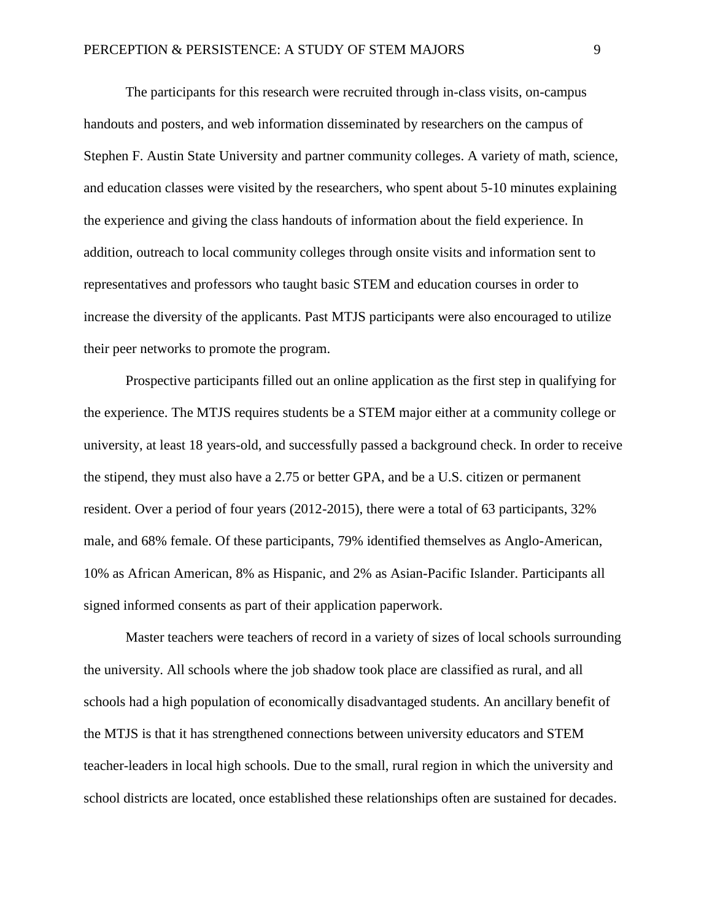The participants for this research were recruited through in-class visits, on-campus handouts and posters, and web information disseminated by researchers on the campus of Stephen F. Austin State University and partner community colleges. A variety of math, science, and education classes were visited by the researchers, who spent about 5-10 minutes explaining the experience and giving the class handouts of information about the field experience. In addition, outreach to local community colleges through onsite visits and information sent to representatives and professors who taught basic STEM and education courses in order to increase the diversity of the applicants. Past MTJS participants were also encouraged to utilize their peer networks to promote the program.

Prospective participants filled out an online application as the first step in qualifying for the experience. The MTJS requires students be a STEM major either at a community college or university, at least 18 years-old, and successfully passed a background check. In order to receive the stipend, they must also have a 2.75 or better GPA, and be a U.S. citizen or permanent resident. Over a period of four years (2012-2015), there were a total of 63 participants, 32% male, and 68% female. Of these participants, 79% identified themselves as Anglo-American, 10% as African American, 8% as Hispanic, and 2% as Asian-Pacific Islander. Participants all signed informed consents as part of their application paperwork.

Master teachers were teachers of record in a variety of sizes of local schools surrounding the university. All schools where the job shadow took place are classified as rural, and all schools had a high population of economically disadvantaged students. An ancillary benefit of the MTJS is that it has strengthened connections between university educators and STEM teacher-leaders in local high schools. Due to the small, rural region in which the university and school districts are located, once established these relationships often are sustained for decades.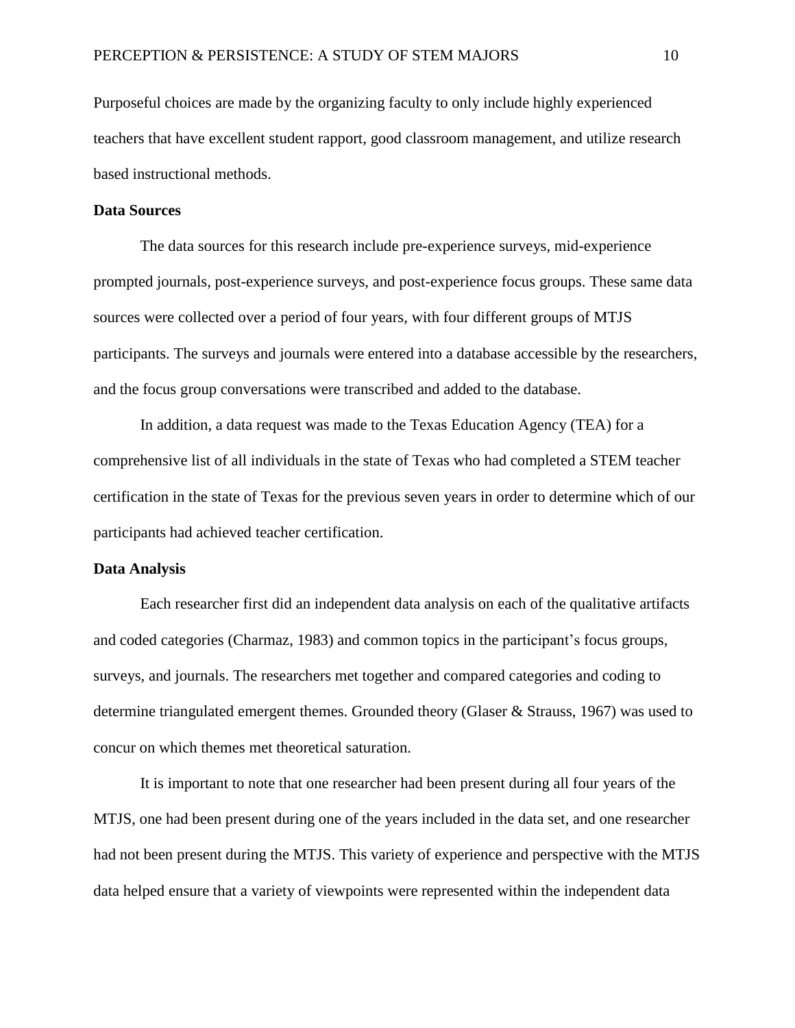Purposeful choices are made by the organizing faculty to only include highly experienced teachers that have excellent student rapport, good classroom management, and utilize research based instructional methods.

**Data Sources**

The data sources for this research include pre-experience surveys, mid-experience prompted journals, post-experience surveys, and post-experience focus groups. These same data sources were collected over a period of four years, with four different groups of MTJS participants. The surveys and journals were entered into a database accessible by the researchers, and the focus group conversations were transcribed and added to the database.

In addition, a data request was made to the Texas Education Agency (TEA) for a comprehensive list of all individuals in the state of Texas who had completed a STEM teacher certification in the state of Texas for the previous seven years in order to determine which of our participants had achieved teacher certification.

**Data Analysis**

Each researcher first did an independent data analysis on each of the qualitative artifacts and coded categories (Charmaz, 1983) and common topics in the participant's focus groups, surveys, and journals. The researchers met together and compared categories and coding to determine triangulated emergent themes. Grounded theory (Glaser & Strauss, 1967) was used to concur on which themes met theoretical saturation.

It is important to note that one researcher had been present during all four years of the MTJS, one had been present during one of the years included in the data set, and one researcher had not been present during the MTJS. This variety of experience and perspective with the MTJS data helped ensure that a variety of viewpoints were represented within the independent data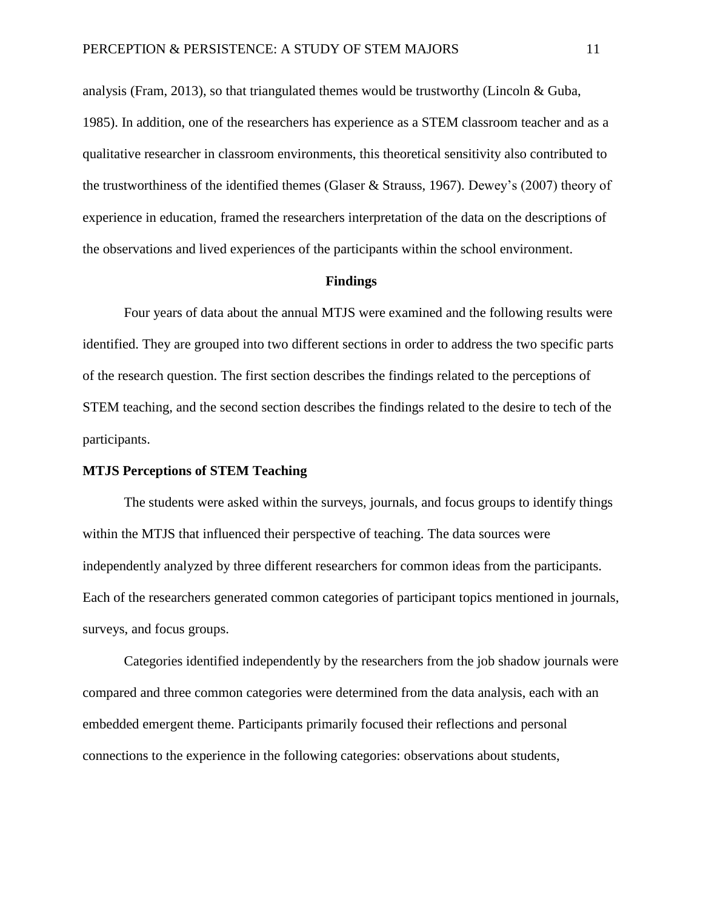analysis (Fram, 2013), so that triangulated themes would be trustworthy (Lincoln & Guba, 1985). In addition, one of the researchers has experience as a STEM classroom teacher and as a qualitative researcher in classroom environments, this theoretical sensitivity also contributed to the trustworthiness of the identified themes (Glaser & Strauss, 1967). Dewey's (2007) theory of experience in education, framed the researchers interpretation of the data on the descriptions of the observations and lived experiences of the participants within the school environment.

## Findings

Four years of data about the annual MTJS were examined and the following results were identified. They are grouped into two different sections in order to address the two specific parts of the research question. The first section describes the findings related to the perceptions of STEM teaching, and the second section describes the findings related to the desire to tech of the participants.

### MTJS Perceptions of STEM Teaching

The students were asked within the surveys, journals, and focus groups to identify things within the MTJS that influenced their perspective of teaching. The data sources were independently analyzed by three different researchers for common ideas from the participants. Each of the researchers generated common categories of participant topics mentioned in journals, surveys, and focus groups.

Categories identified independently by the researchers from the job shadow journals were compared and three common categories were determined from the data analysis, each with an embedded emergent theme. Participants primarily focused their reflections and personal connections to the experience in the following categories: observations about students,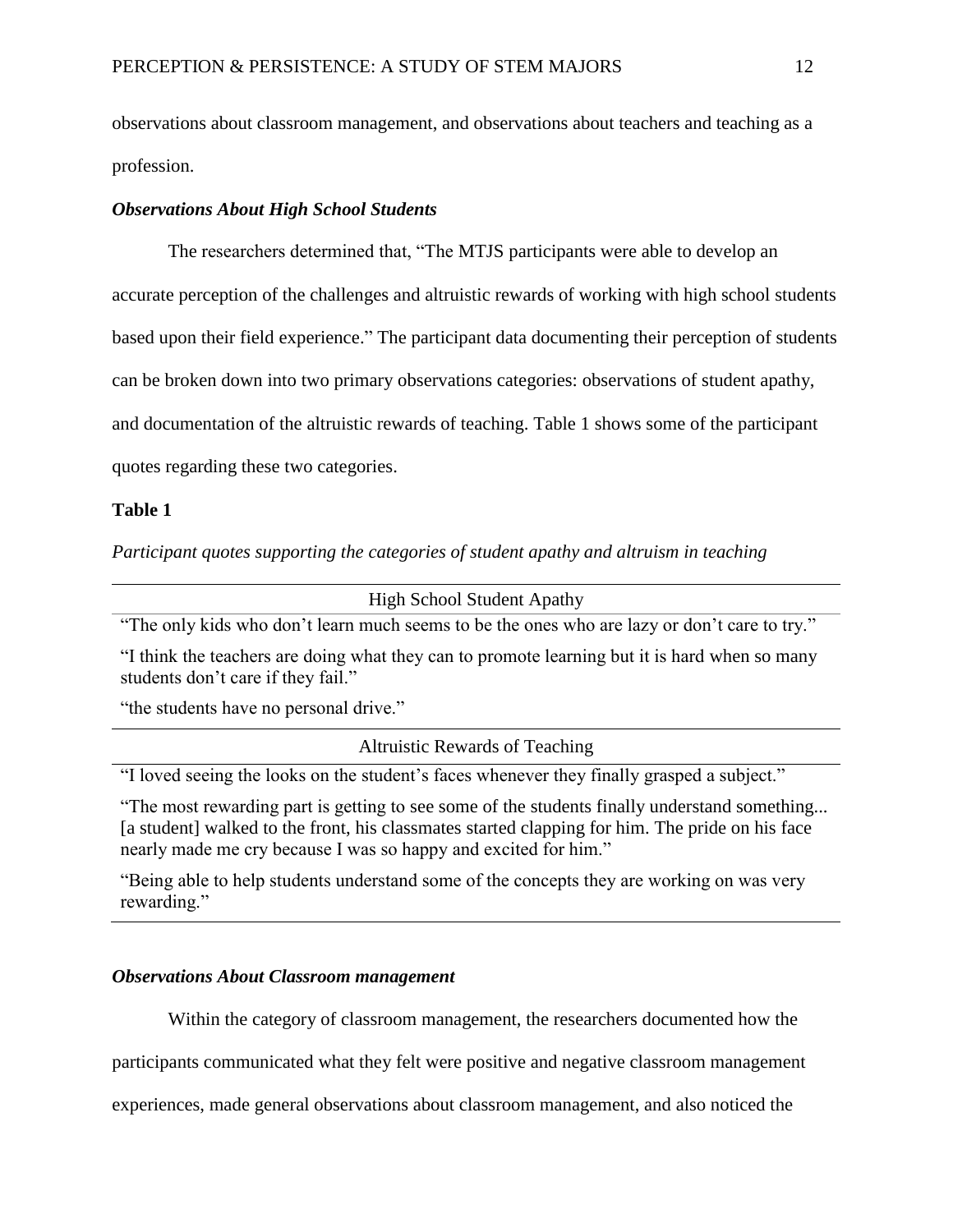observations about classroom management, and observations about teachers and teaching as a profession.

### *Observations About High School Students*

The researchers determined that, "The MTJS participants were able to develop an accurate perception of the challenges and altruistic rewards of working with high school students based upon their field experience." The participant data documenting their perception of students can be broken down into two primary observations categories: observations of student apathy, and documentation of the altruistic rewards of teaching. Table 1 shows some of the participant quotes regarding these two categories.

**Table 1**

*Participant quotes supporting the categories of student apathy and altruism in teaching*

| High School Student Apathy |
|---|
| "The only kids who don't learn much seems to be the ones who are lazy or don't care to try." |
| "I think the teachers are doing what they can to promote learning but it is hard when so many students don't care if they fail." |
| "the students have no personal drive." |
| **Altruistic Rewards of Teaching** |
| "I loved seeing the looks on the student's faces whenever they finally grasped a subject." |
| "The most rewarding part is getting to see some of the students finally understand something... [a student] walked to the front, his classmates started clapping for him. The pride on his face nearly made me cry because I was so happy and excited for him." |
| "Being able to help students understand some of the concepts they are working on was very rewarding." |

### *Observations About Classroom management*

Within the category of classroom management, the researchers documented how the participants communicated what they felt were positive and negative classroom management experiences, made general observations about classroom management, and also noticed the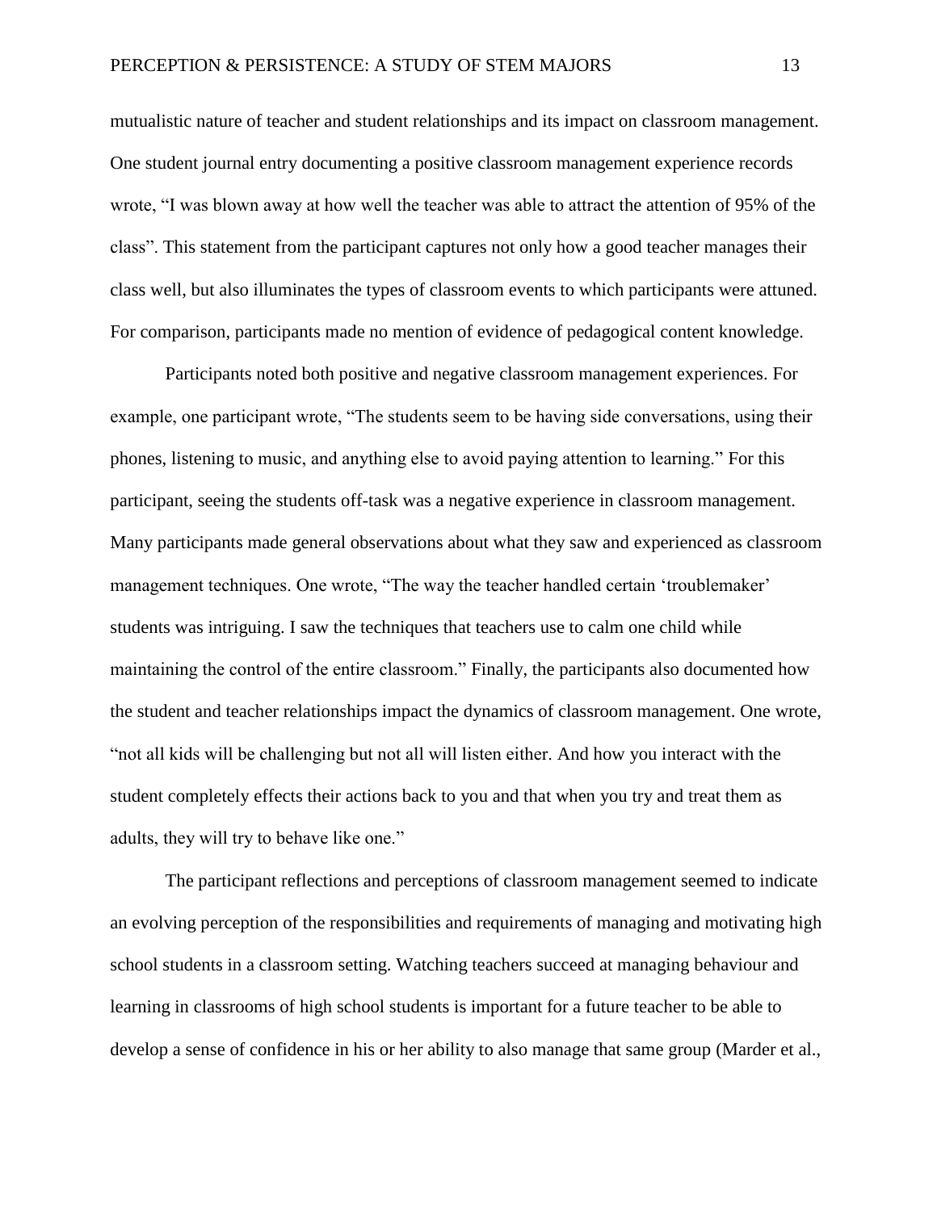mutualistic nature of teacher and student relationships and its impact on classroom management. One student journal entry documenting a positive classroom management experience records wrote, “I was blown away at how well the teacher was able to attract the attention of 95% of the class”. This statement from the participant captures not only how a good teacher manages their class well, but also illuminates the types of classroom events to which participants were attuned. For comparison, participants made no mention of evidence of pedagogical content knowledge.

Participants noted both positive and negative classroom management experiences. For example, one participant wrote, “The students seem to be having side conversations, using their phones, listening to music, and anything else to avoid paying attention to learning.” For this participant, seeing the students off-task was a negative experience in classroom management. Many participants made general observations about what they saw and experienced as classroom management techniques. One wrote, “The way the teacher handled certain ‘troublemaker’ students was intriguing. I saw the techniques that teachers use to calm one child while maintaining the control of the entire classroom.” Finally, the participants also documented how the student and teacher relationships impact the dynamics of classroom management. One wrote, “not all kids will be challenging but not all will listen either. And how you interact with the student completely effects their actions back to you and that when you try and treat them as adults, they will try to behave like one.”

The participant reflections and perceptions of classroom management seemed to indicate an evolving perception of the responsibilities and requirements of managing and motivating high school students in a classroom setting. Watching teachers succeed at managing behaviour and learning in classrooms of high school students is important for a future teacher to be able to develop a sense of confidence in his or her ability to also manage that same group (Marder et al.,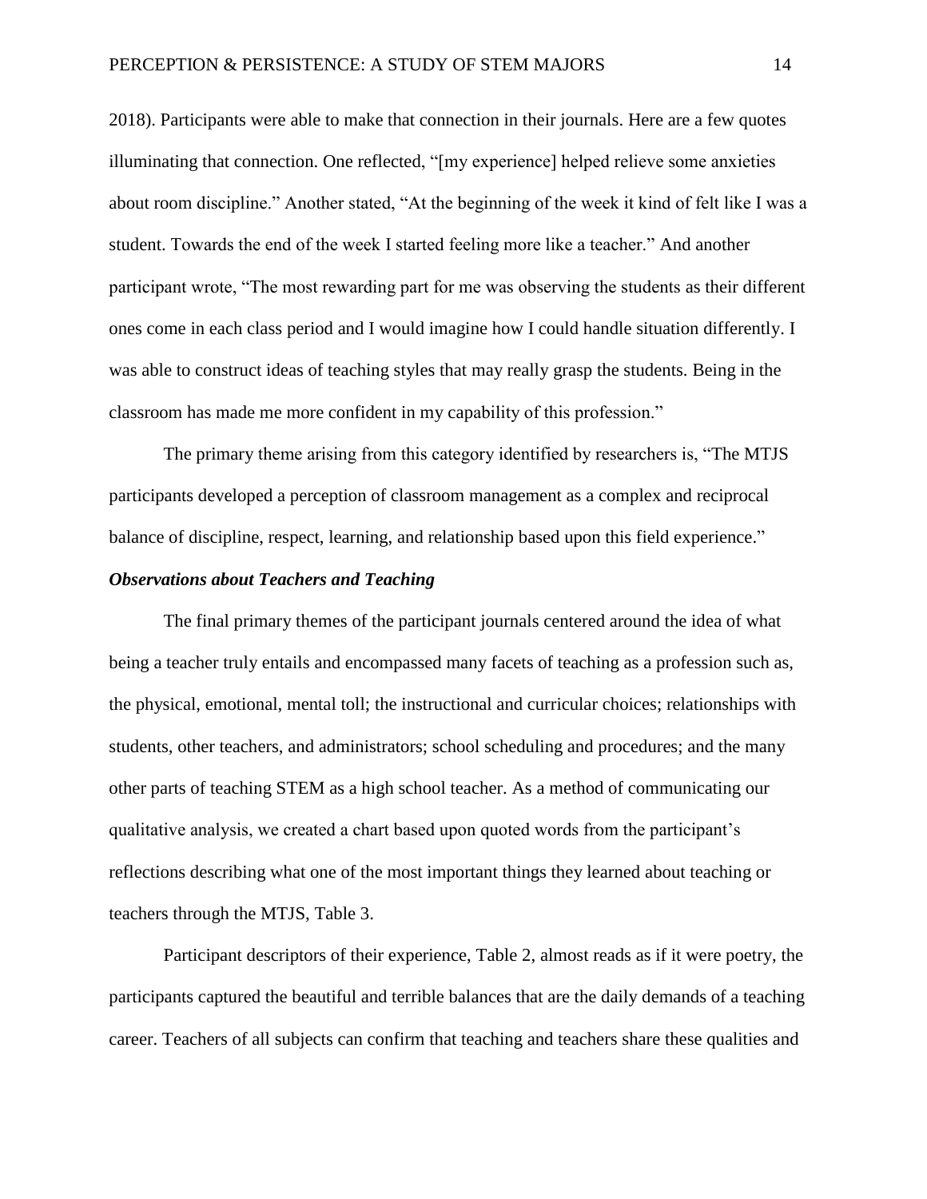2018). Participants were able to make that connection in their journals. Here are a few quotes illuminating that connection. One reflected, "[my experience] helped relieve some anxieties about room discipline." Another stated, "At the beginning of the week it kind of felt like I was a student. Towards the end of the week I started feeling more like a teacher." And another participant wrote, "The most rewarding part for me was observing the students as their different ones come in each class period and I would imagine how I could handle situation differently. I was able to construct ideas of teaching styles that may really grasp the students. Being in the classroom has made me more confident in my capability of this profession."

The primary theme arising from this category identified by researchers is, "The MTJS participants developed a perception of classroom management as a complex and reciprocal balance of discipline, respect, learning, and relationship based upon this field experience."

### *Observations about Teachers and Teaching*

The final primary themes of the participant journals centered around the idea of what being a teacher truly entails and encompassed many facets of teaching as a profession such as, the physical, emotional, mental toll; the instructional and curricular choices; relationships with students, other teachers, and administrators; school scheduling and procedures; and the many other parts of teaching STEM as a high school teacher. As a method of communicating our qualitative analysis, we created a chart based upon quoted words from the participant's reflections describing what one of the most important things they learned about teaching or teachers through the MTJS, Table 3.

Participant descriptors of their experience, Table 2, almost reads as if it were poetry, the participants captured the beautiful and terrible balances that are the daily demands of a teaching career. Teachers of all subjects can confirm that teaching and teachers share these qualities and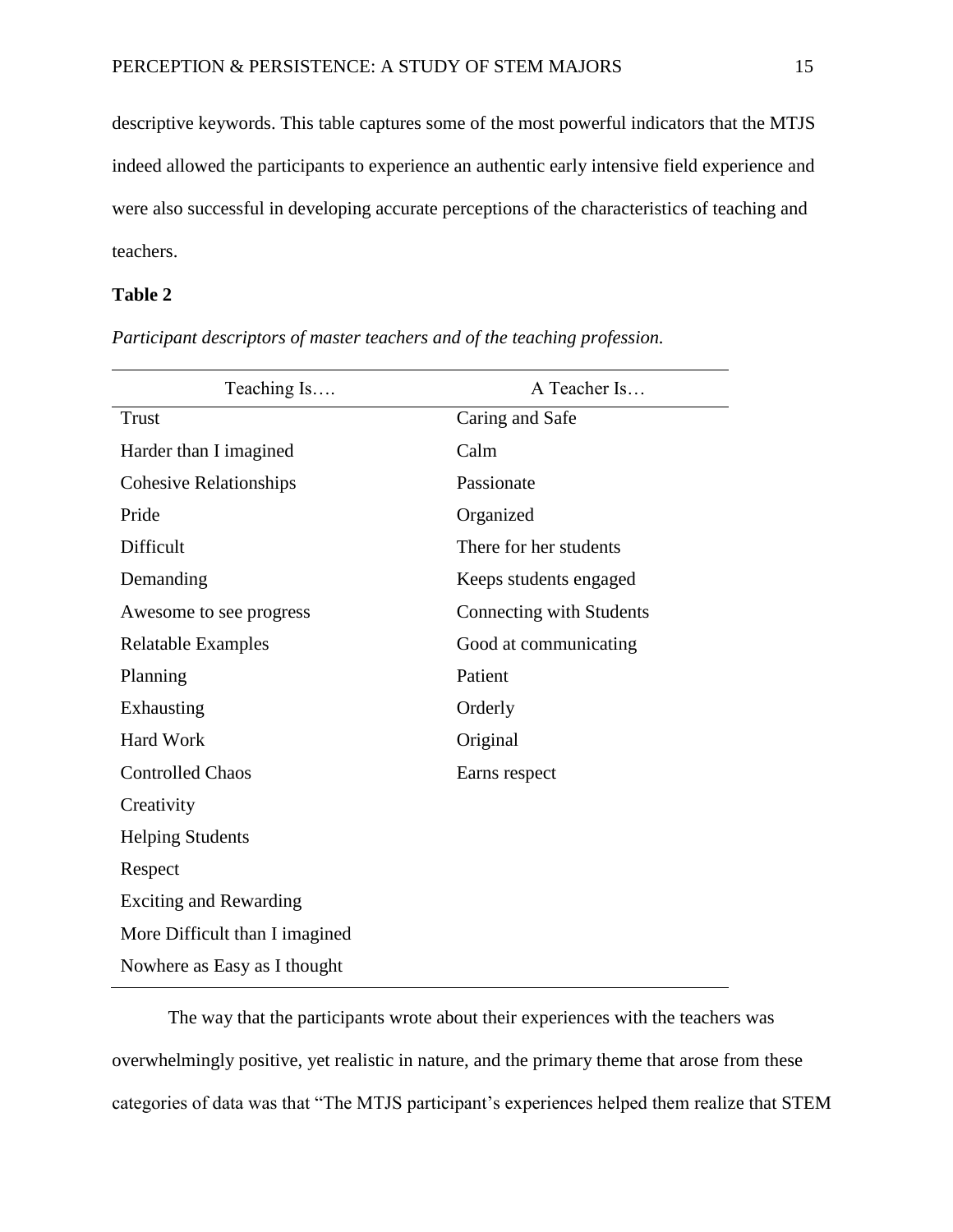descriptive keywords. This table captures some of the most powerful indicators that the MTJS indeed allowed the participants to experience an authentic early intensive field experience and were also successful in developing accurate perceptions of the characteristics of teaching and teachers.

**Table 2**

*Participant descriptors of master teachers and of the teaching profession.*

| Teaching Is…. | A Teacher Is… |
| --- | --- |
| Trust | Caring and Safe |
| Harder than I imagined | Calm |
| Cohesive Relationships | Passionate |
| Pride | Organized |
| Difficult | There for her students |
| Demanding | Keeps students engaged |
| Awesome to see progress | Connecting with Students |
| Relatable Examples | Good at communicating |
| Planning | Patient |
| Exhausting | Orderly |
| Hard Work | Original |
| Controlled Chaos | Earns respect |
| Creativity | |
| Helping Students | |
| Respect | |
| Exciting and Rewarding | |
| More Difficult than I imagined | |
| Nowhere as Easy as I thought | |

The way that the participants wrote about their experiences with the teachers was overwhelmingly positive, yet realistic in nature, and the primary theme that arose from these categories of data was that "The MTJS participant's experiences helped them realize that STEM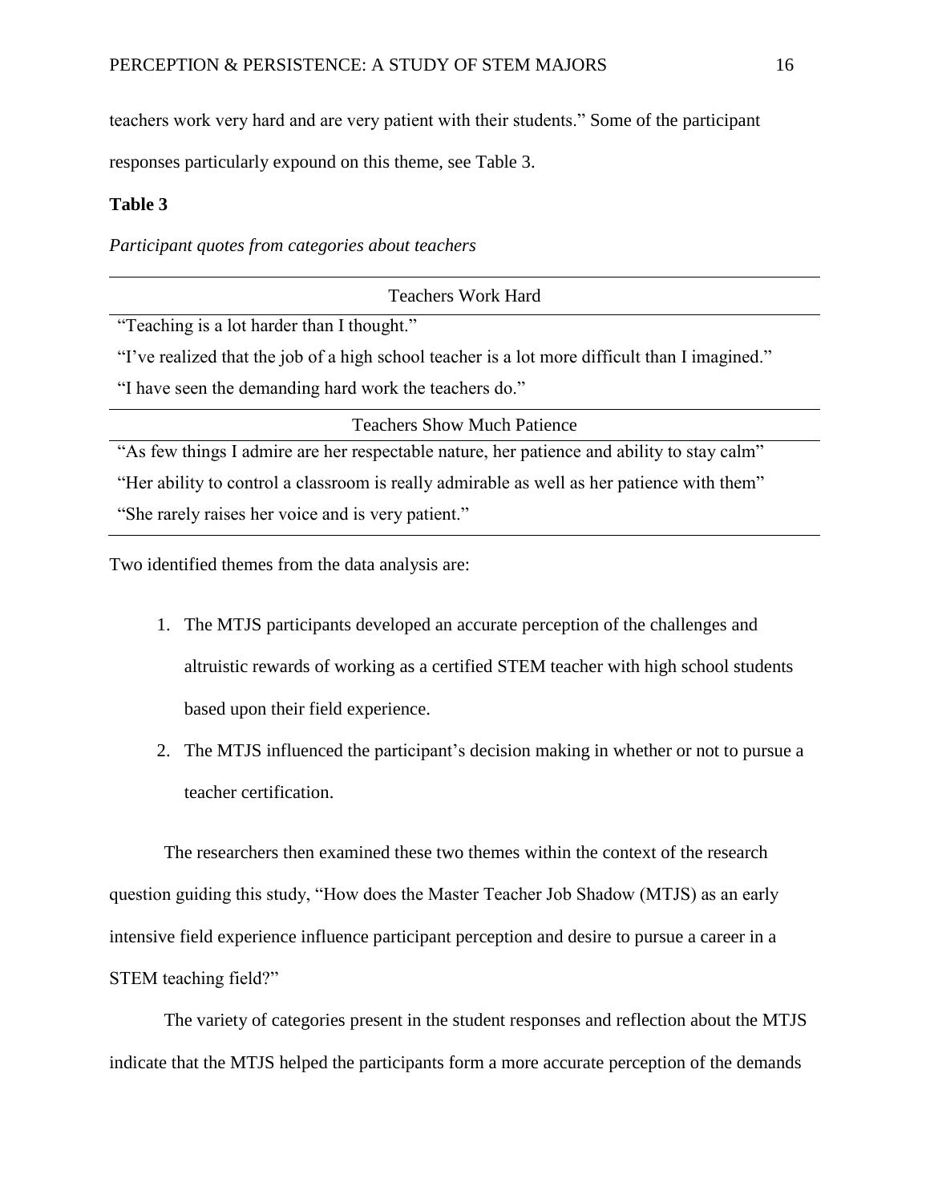teachers work very hard and are very patient with their students." Some of the participant responses particularly expound on this theme, see Table 3.

**Table 3**

*Participant quotes from categories about teachers*

| Teachers Work Hard |
|---|
| "Teaching is a lot harder than I thought." |
| "I've realized that the job of a high school teacher is a lot more difficult than I imagined." |
| "I have seen the demanding hard work the teachers do." |
| **Teachers Show Much Patience** |
| "As few things I admire are her respectable nature, her patience and ability to stay calm" |
| "Her ability to control a classroom is really admirable as well as her patience with them" |
| "She rarely raises her voice and is very patient." |

Two identified themes from the data analysis are:

1. The MTJS participants developed an accurate perception of the challenges and altruistic rewards of working as a certified STEM teacher with high school students based upon their field experience.
2. The MTJS influenced the participant's decision making in whether or not to pursue a teacher certification.

The researchers then examined these two themes within the context of the research question guiding this study, "How does the Master Teacher Job Shadow (MTJS) as an early intensive field experience influence participant perception and desire to pursue a career in a STEM teaching field?"

The variety of categories present in the student responses and reflection about the MTJS indicate that the MTJS helped the participants form a more accurate perception of the demands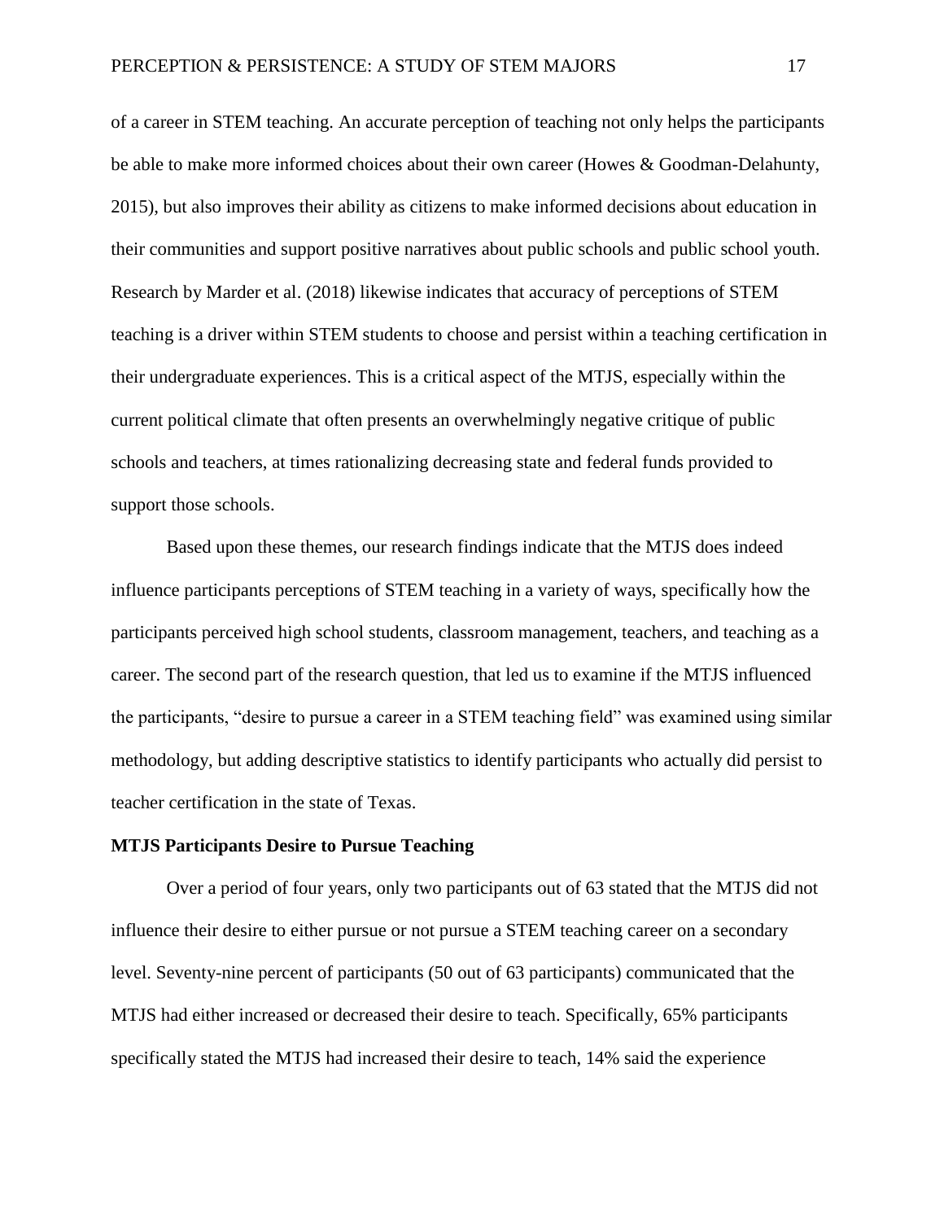of a career in STEM teaching. An accurate perception of teaching not only helps the participants be able to make more informed choices about their own career (Howes & Goodman-Delahunty, 2015), but also improves their ability as citizens to make informed decisions about education in their communities and support positive narratives about public schools and public school youth. Research by Marder et al. (2018) likewise indicates that accuracy of perceptions of STEM teaching is a driver within STEM students to choose and persist within a teaching certification in their undergraduate experiences. This is a critical aspect of the MTJS, especially within the current political climate that often presents an overwhelmingly negative critique of public schools and teachers, at times rationalizing decreasing state and federal funds provided to support those schools.

Based upon these themes, our research findings indicate that the MTJS does indeed influence participants perceptions of STEM teaching in a variety of ways, specifically how the participants perceived high school students, classroom management, teachers, and teaching as a career. The second part of the research question, that led us to examine if the MTJS influenced the participants, "desire to pursue a career in a STEM teaching field" was examined using similar methodology, but adding descriptive statistics to identify participants who actually did persist to teacher certification in the state of Texas.

**MTJS Participants Desire to Pursue Teaching**

Over a period of four years, only two participants out of 63 stated that the MTJS did not influence their desire to either pursue or not pursue a STEM teaching career on a secondary level. Seventy-nine percent of participants (50 out of 63 participants) communicated that the MTJS had either increased or decreased their desire to teach. Specifically, 65% participants specifically stated the MTJS had increased their desire to teach, 14% said the experience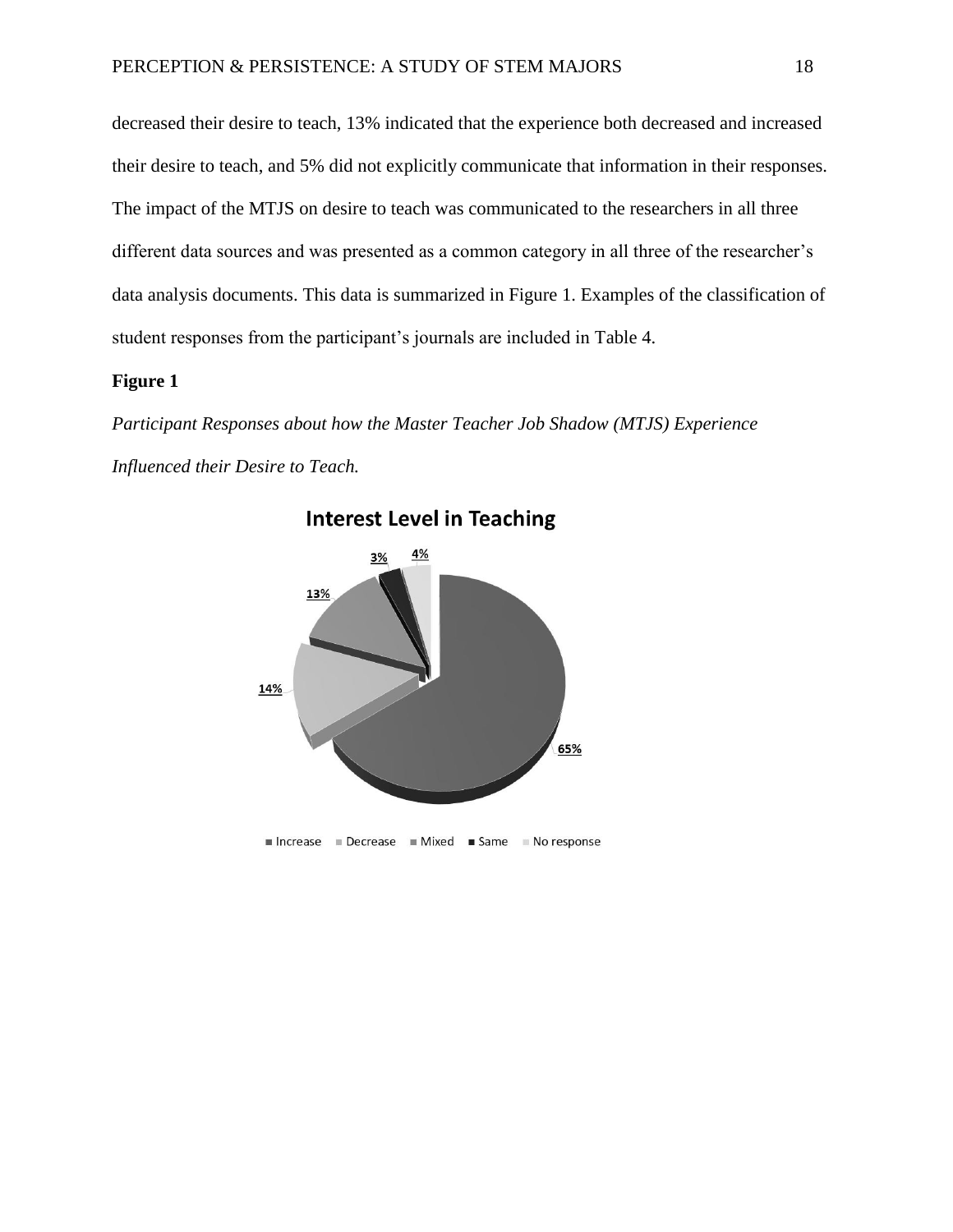decreased their desire to teach, 13% indicated that the experience both decreased and increased their desire to teach, and 5% did not explicitly communicate that information in their responses. The impact of the MTJS on desire to teach was communicated to the researchers in all three different data sources and was presented as a common category in all three of the researcher's data analysis documents. This data is summarized in Figure 1. Examples of the classification of student responses from the participant's journals are included in Table 4.

**Figure 1**

*Participant Responses about how the Master Teacher Job Shadow (MTJS) Experience Influenced their Desire to Teach.*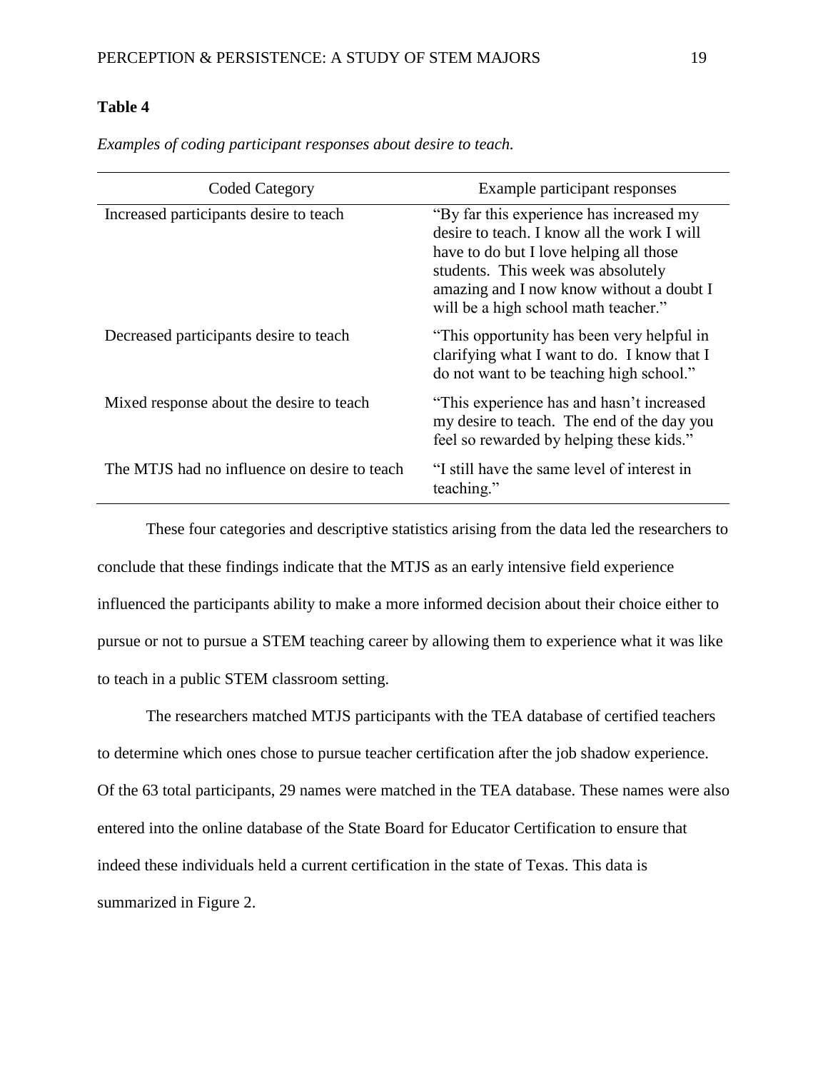**Table 4**

*Examples of coding participant responses about desire to teach.*

| Coded Category | Example participant responses |
|---|---|
| Increased participants desire to teach | "By far this experience has increased my desire to teach. I know all the work I will have to do but I love helping all those students. This week was absolutely amazing and I now know without a doubt I will be a high school math teacher." |
| Decreased participants desire to teach | "This opportunity has been very helpful in clarifying what I want to do. I know that I do not want to be teaching high school." |
| Mixed response about the desire to teach | "This experience has and hasn't increased my desire to teach. The end of the day you feel so rewarded by helping these kids." |
| The MTJS had no influence on desire to teach | "I still have the same level of interest in teaching." |

These four categories and descriptive statistics arising from the data led the researchers to conclude that these findings indicate that the MTJS as an early intensive field experience influenced the participants ability to make a more informed decision about their choice either to pursue or not to pursue a STEM teaching career by allowing them to experience what it was like to teach in a public STEM classroom setting.

The researchers matched MTJS participants with the TEA database of certified teachers to determine which ones chose to pursue teacher certification after the job shadow experience. Of the 63 total participants, 29 names were matched in the TEA database. These names were also entered into the online database of the State Board for Educator Certification to ensure that indeed these individuals held a current certification in the state of Texas. This data is summarized in Figure 2.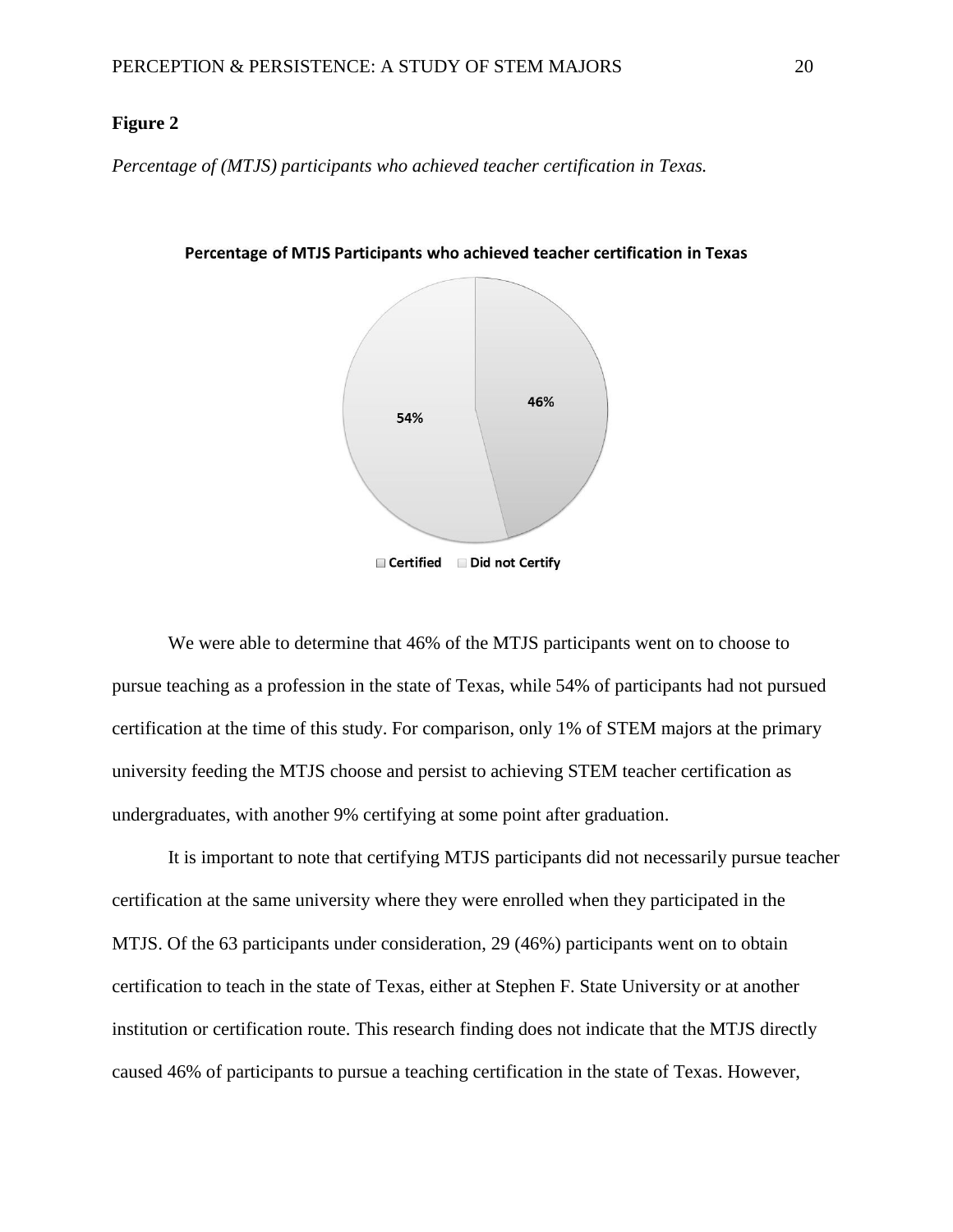**Figure 2**

*Percentage of (MTJS) participants who achieved teacher certification in Texas.*

**Percentage of MTJS Participants who achieved teacher certification in Texas**

46%

54%

Certified  Did not Certify

We were able to determine that 46% of the MTJS participants went on to choose to pursue teaching as a profession in the state of Texas, while 54% of participants had not pursued certification at the time of this study. For comparison, only 1% of STEM majors at the primary university feeding the MTJS choose and persist to achieving STEM teacher certification as undergraduates, with another 9% certifying at some point after graduation.

It is important to note that certifying MTJS participants did not necessarily pursue teacher certification at the same university where they were enrolled when they participated in the MTJS. Of the 63 participants under consideration, 29 (46%) participants went on to obtain certification to teach in the state of Texas, either at Stephen F. State University or at another institution or certification route. This research finding does not indicate that the MTJS directly caused 46% of participants to pursue a teaching certification in the state of Texas. However,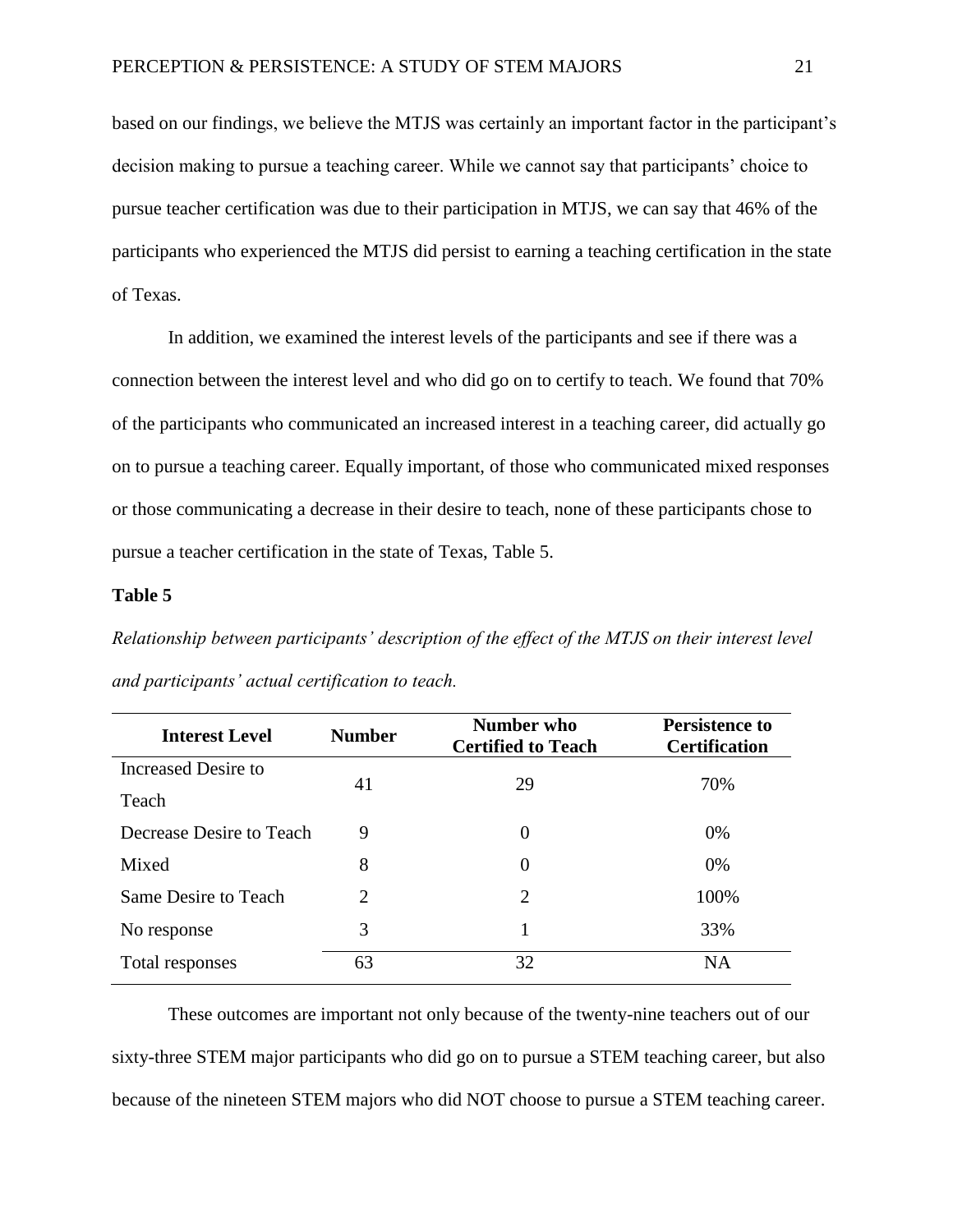based on our findings, we believe the MTJS was certainly an important factor in the participant's decision making to pursue a teaching career. While we cannot say that participants' choice to pursue teacher certification was due to their participation in MTJS, we can say that 46% of the participants who experienced the MTJS did persist to earning a teaching certification in the state of Texas.

In addition, we examined the interest levels of the participants and see if there was a connection between the interest level and who did go on to certify to teach. We found that 70% of the participants who communicated an increased interest in a teaching career, did actually go on to pursue a teaching career. Equally important, of those who communicated mixed responses or those communicating a decrease in their desire to teach, none of these participants chose to pursue a teacher certification in the state of Texas, Table 5.

**Table 5**

*Relationship between participants' description of the effect of the MTJS on their interest level and participants' actual certification to teach.*

| Interest Level | Number | Number who Certified to Teach | Persistence to Certification |
|---|---|---|---|
| Increased Desire to Teach | 41 | 29 | 70% |
| Decrease Desire to Teach | 9 | 0 | 0% |
| Mixed | 8 | 0 | 0% |
| Same Desire to Teach | 2 | 2 | 100% |
| No response | 3 | 1 | 33% |
| Total responses | 63 | 32 | NA |

These outcomes are important not only because of the twenty-nine teachers out of our sixty-three STEM major participants who did go on to pursue a STEM teaching career, but also because of the nineteen STEM majors who did NOT choose to pursue a STEM teaching career.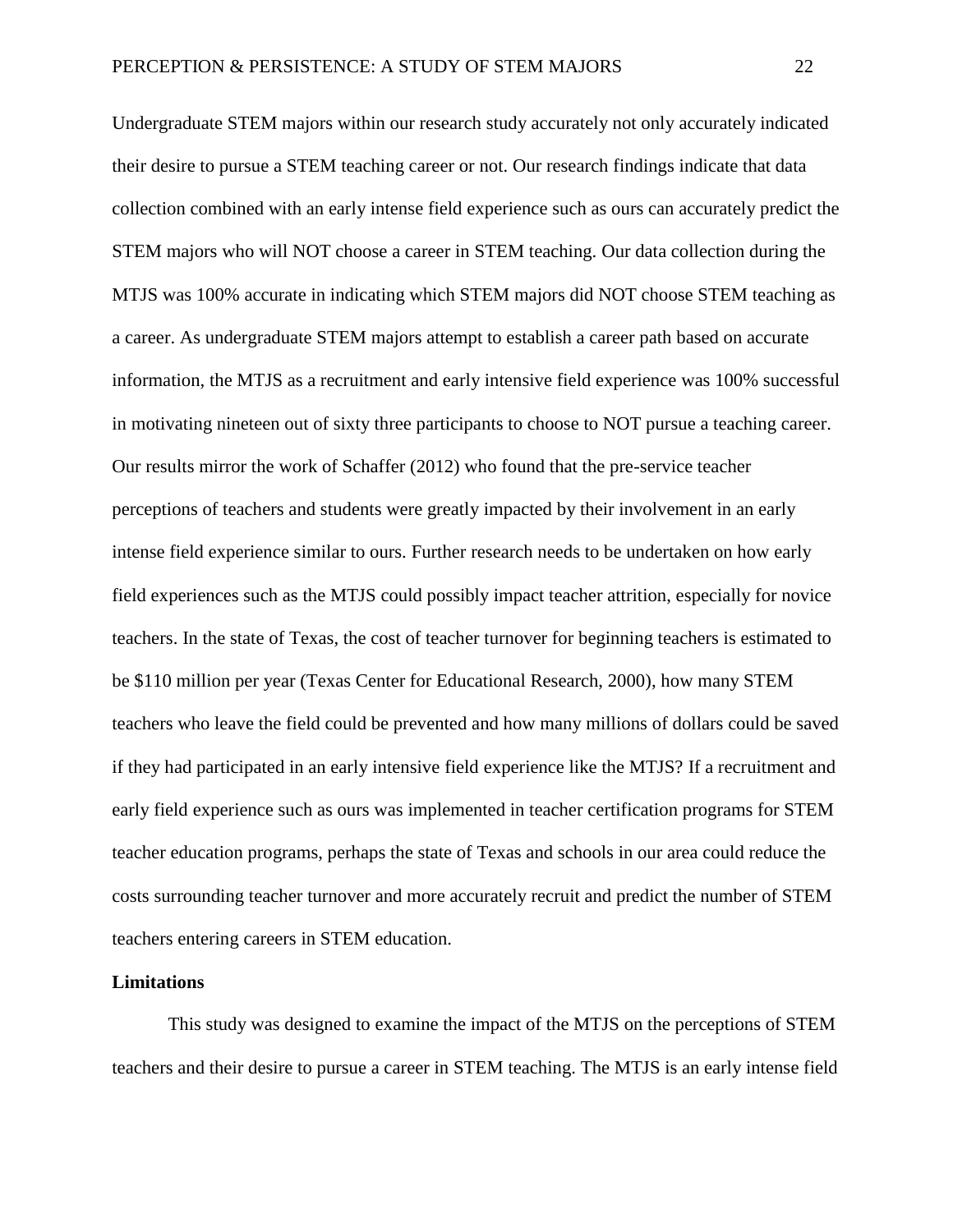Undergraduate STEM majors within our research study accurately not only accurately indicated their desire to pursue a STEM teaching career or not. Our research findings indicate that data collection combined with an early intense field experience such as ours can accurately predict the STEM majors who will NOT choose a career in STEM teaching. Our data collection during the MTJS was 100% accurate in indicating which STEM majors did NOT choose STEM teaching as a career. As undergraduate STEM majors attempt to establish a career path based on accurate information, the MTJS as a recruitment and early intensive field experience was 100% successful in motivating nineteen out of sixty three participants to choose to NOT pursue a teaching career. Our results mirror the work of Schaffer (2012) who found that the pre-service teacher perceptions of teachers and students were greatly impacted by their involvement in an early intense field experience similar to ours. Further research needs to be undertaken on how early field experiences such as the MTJS could possibly impact teacher attrition, especially for novice teachers. In the state of Texas, the cost of teacher turnover for beginning teachers is estimated to be $110 million per year (Texas Center for Educational Research, 2000), how many STEM teachers who leave the field could be prevented and how many millions of dollars could be saved if they had participated in an early intensive field experience like the MTJS? If a recruitment and early field experience such as ours was implemented in teacher certification programs for STEM teacher education programs, perhaps the state of Texas and schools in our area could reduce the costs surrounding teacher turnover and more accurately recruit and predict the number of STEM teachers entering careers in STEM education.

### Limitations

This study was designed to examine the impact of the MTJS on the perceptions of STEM teachers and their desire to pursue a career in STEM teaching. The MTJS is an early intense field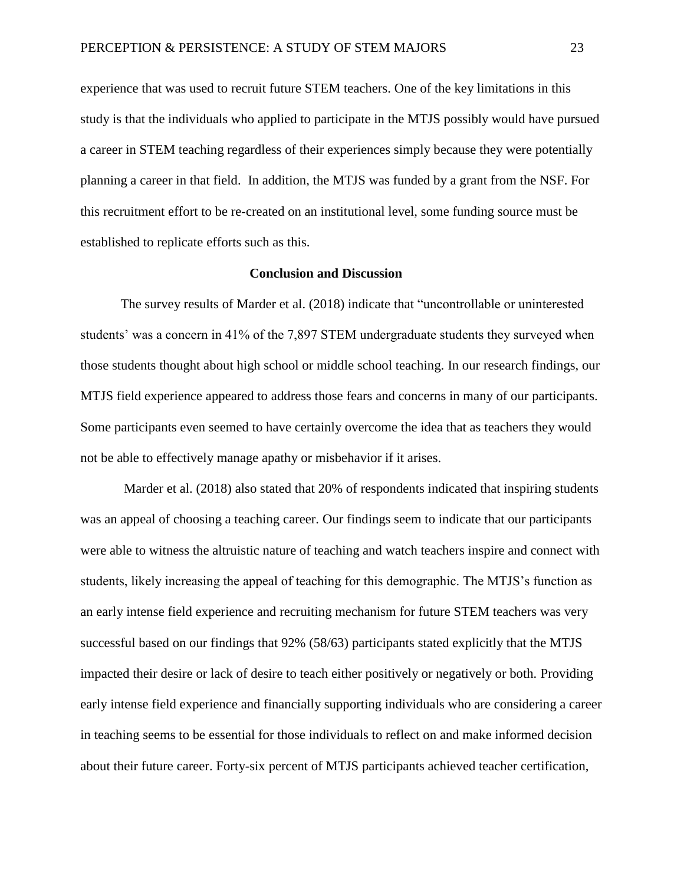experience that was used to recruit future STEM teachers. One of the key limitations in this study is that the individuals who applied to participate in the MTJS possibly would have pursued a career in STEM teaching regardless of their experiences simply because they were potentially planning a career in that field. In addition, the MTJS was funded by a grant from the NSF. For this recruitment effort to be re-created on an institutional level, some funding source must be established to replicate efforts such as this.

## Conclusion and Discussion

The survey results of Marder et al. (2018) indicate that "uncontrollable or uninterested students' was a concern in 41% of the 7,897 STEM undergraduate students they surveyed when those students thought about high school or middle school teaching. In our research findings, our MTJS field experience appeared to address those fears and concerns in many of our participants. Some participants even seemed to have certainly overcome the idea that as teachers they would not be able to effectively manage apathy or misbehavior if it arises.

Marder et al. (2018) also stated that 20% of respondents indicated that inspiring students was an appeal of choosing a teaching career. Our findings seem to indicate that our participants were able to witness the altruistic nature of teaching and watch teachers inspire and connect with students, likely increasing the appeal of teaching for this demographic. The MTJS's function as an early intense field experience and recruiting mechanism for future STEM teachers was very successful based on our findings that 92% (58/63) participants stated explicitly that the MTJS impacted their desire or lack of desire to teach either positively or negatively or both. Providing early intense field experience and financially supporting individuals who are considering a career in teaching seems to be essential for those individuals to reflect on and make informed decision about their future career. Forty-six percent of MTJS participants achieved teacher certification,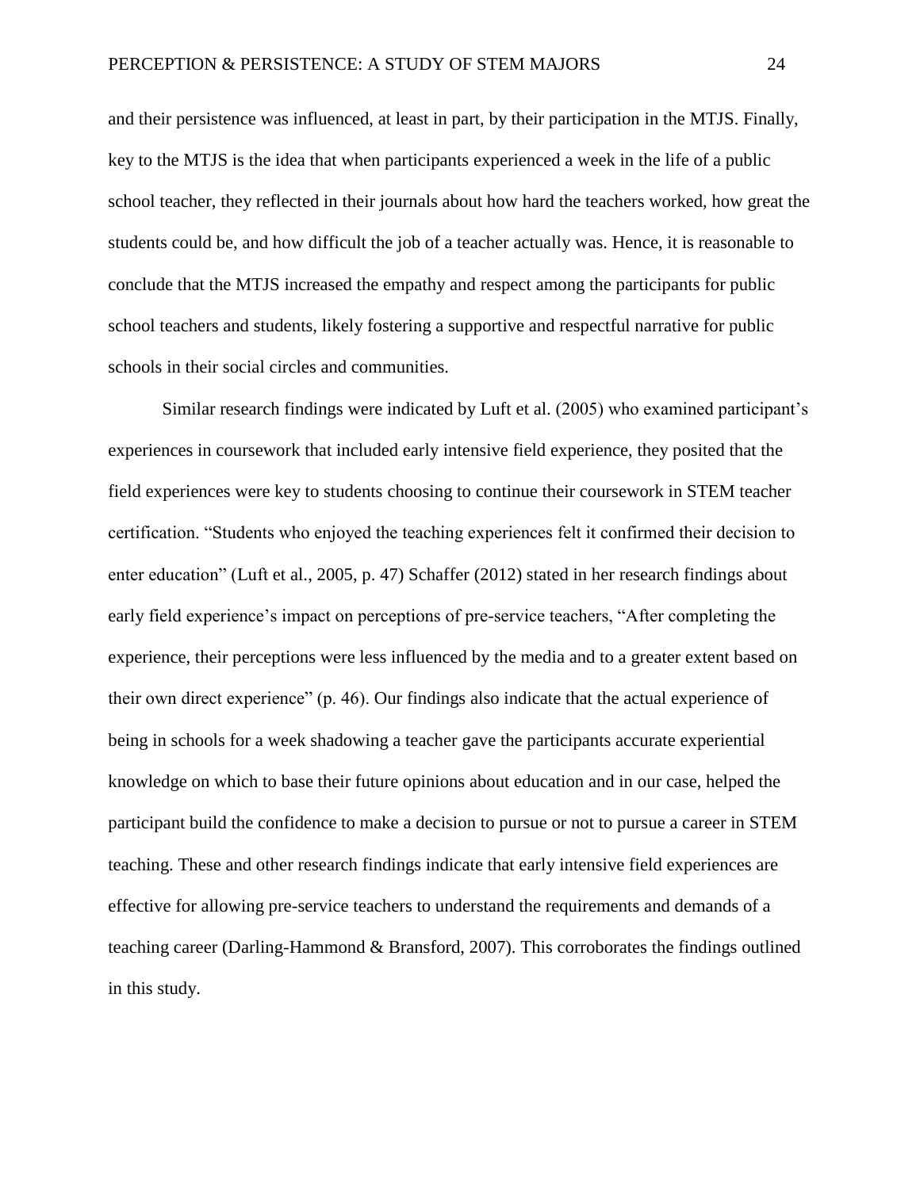and their persistence was influenced, at least in part, by their participation in the MTJS. Finally, key to the MTJS is the idea that when participants experienced a week in the life of a public school teacher, they reflected in their journals about how hard the teachers worked, how great the students could be, and how difficult the job of a teacher actually was. Hence, it is reasonable to conclude that the MTJS increased the empathy and respect among the participants for public school teachers and students, likely fostering a supportive and respectful narrative for public schools in their social circles and communities.

Similar research findings were indicated by Luft et al. (2005) who examined participant's experiences in coursework that included early intensive field experience, they posited that the field experiences were key to students choosing to continue their coursework in STEM teacher certification. "Students who enjoyed the teaching experiences felt it confirmed their decision to enter education" (Luft et al., 2005, p. 47) Schaffer (2012) stated in her research findings about early field experience's impact on perceptions of pre-service teachers, "After completing the experience, their perceptions were less influenced by the media and to a greater extent based on their own direct experience" (p. 46). Our findings also indicate that the actual experience of being in schools for a week shadowing a teacher gave the participants accurate experiential knowledge on which to base their future opinions about education and in our case, helped the participant build the confidence to make a decision to pursue or not to pursue a career in STEM teaching. These and other research findings indicate that early intensive field experiences are effective for allowing pre-service teachers to understand the requirements and demands of a teaching career (Darling-Hammond & Bransford, 2007). This corroborates the findings outlined in this study.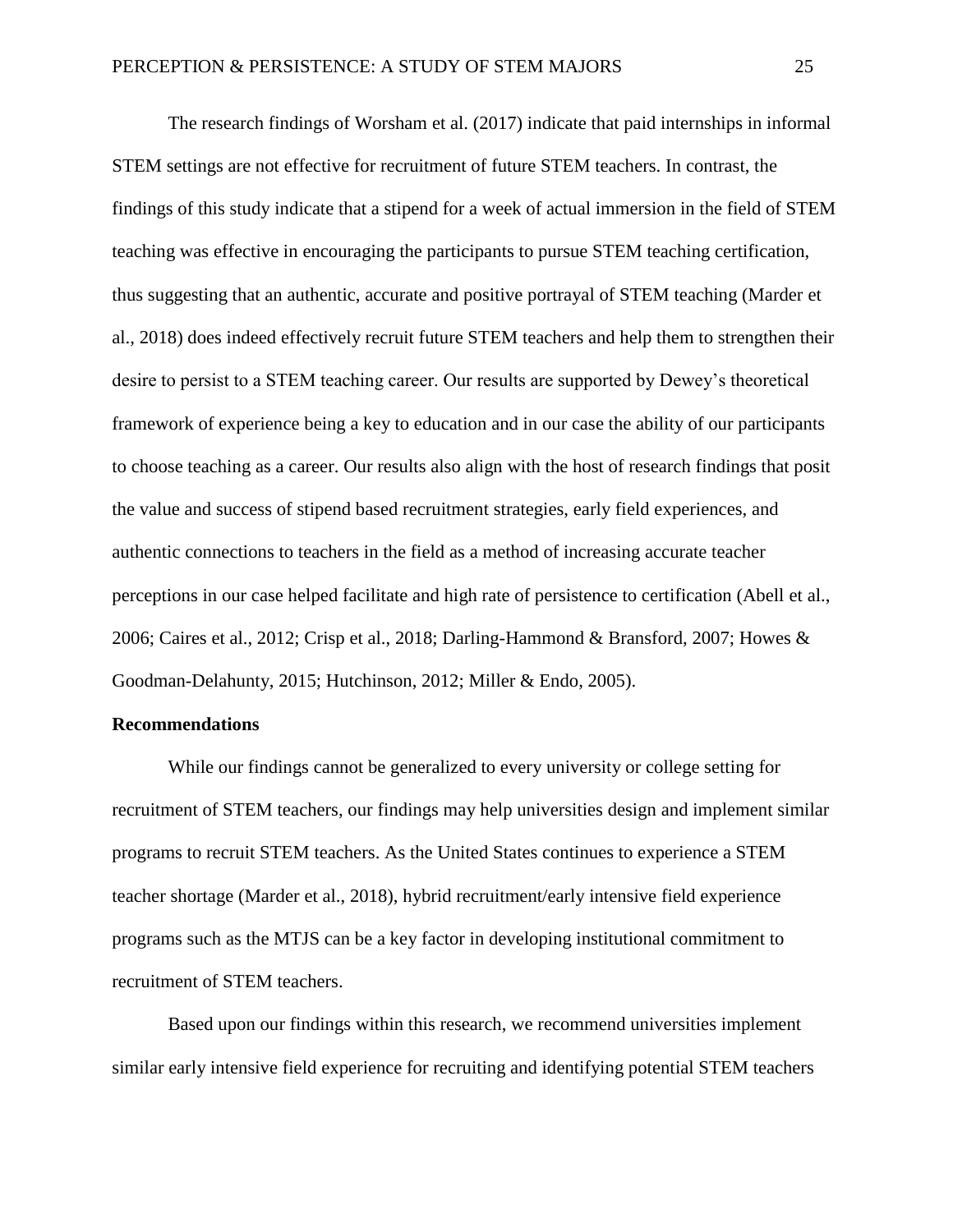The research findings of Worsham et al. (2017) indicate that paid internships in informal STEM settings are not effective for recruitment of future STEM teachers. In contrast, the findings of this study indicate that a stipend for a week of actual immersion in the field of STEM teaching was effective in encouraging the participants to pursue STEM teaching certification, thus suggesting that an authentic, accurate and positive portrayal of STEM teaching (Marder et al., 2018) does indeed effectively recruit future STEM teachers and help them to strengthen their desire to persist to a STEM teaching career. Our results are supported by Dewey's theoretical framework of experience being a key to education and in our case the ability of our participants to choose teaching as a career. Our results also align with the host of research findings that posit the value and success of stipend based recruitment strategies, early field experiences, and authentic connections to teachers in the field as a method of increasing accurate teacher perceptions in our case helped facilitate and high rate of persistence to certification (Abell et al., 2006; Caires et al., 2012; Crisp et al., 2018; Darling-Hammond & Bransford, 2007; Howes & Goodman-Delahunty, 2015; Hutchinson, 2012; Miller & Endo, 2005).

## Recommendations

While our findings cannot be generalized to every university or college setting for recruitment of STEM teachers, our findings may help universities design and implement similar programs to recruit STEM teachers. As the United States continues to experience a STEM teacher shortage (Marder et al., 2018), hybrid recruitment/early intensive field experience programs such as the MTJS can be a key factor in developing institutional commitment to recruitment of STEM teachers.

Based upon our findings within this research, we recommend universities implement similar early intensive field experience for recruiting and identifying potential STEM teachers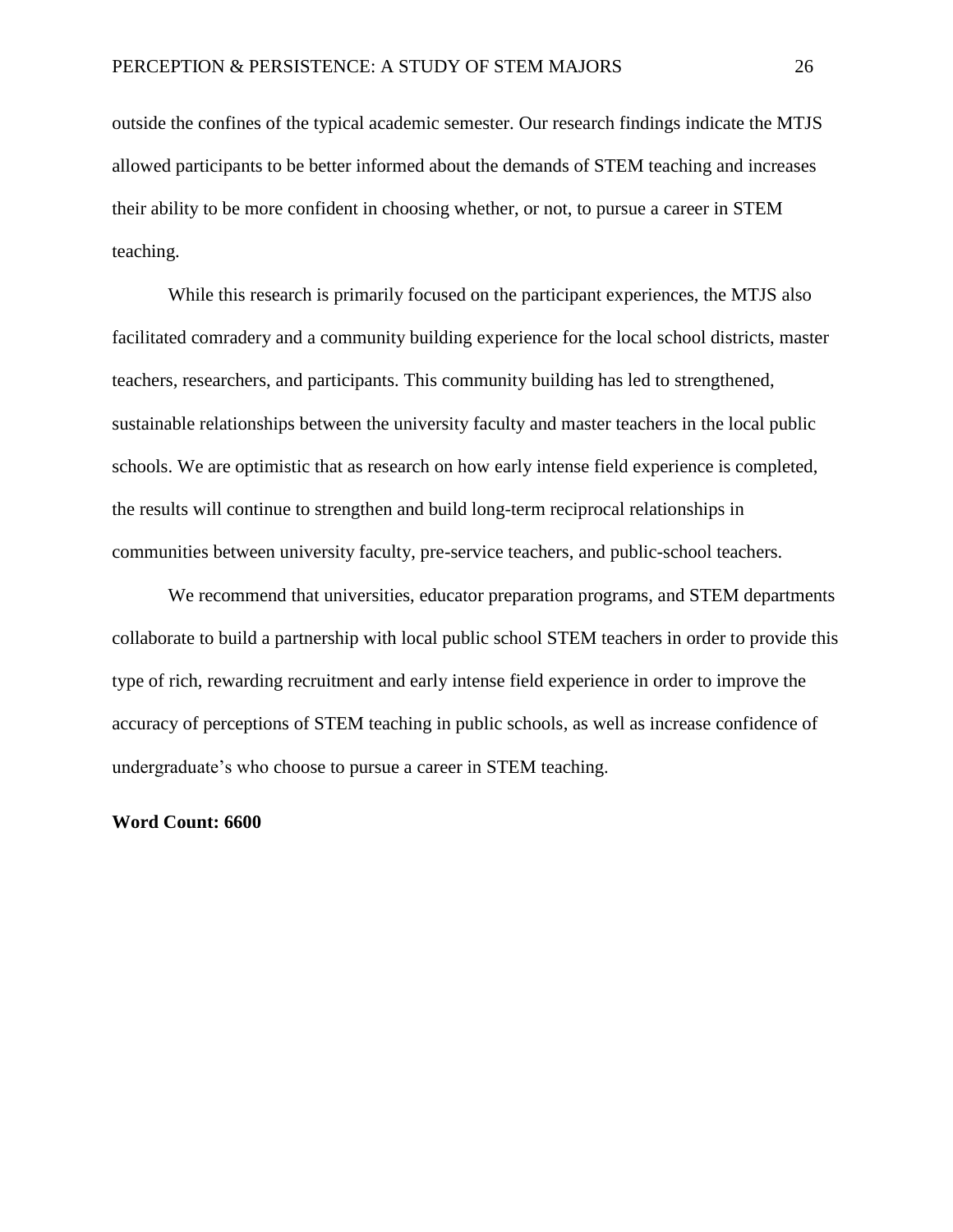outside the confines of the typical academic semester. Our research findings indicate the MTJS allowed participants to be better informed about the demands of STEM teaching and increases their ability to be more confident in choosing whether, or not, to pursue a career in STEM teaching.

While this research is primarily focused on the participant experiences, the MTJS also facilitated comradery and a community building experience for the local school districts, master teachers, researchers, and participants. This community building has led to strengthened, sustainable relationships between the university faculty and master teachers in the local public schools. We are optimistic that as research on how early intense field experience is completed, the results will continue to strengthen and build long-term reciprocal relationships in communities between university faculty, pre-service teachers, and public-school teachers.

We recommend that universities, educator preparation programs, and STEM departments collaborate to build a partnership with local public school STEM teachers in order to provide this type of rich, rewarding recruitment and early intense field experience in order to improve the accuracy of perceptions of STEM teaching in public schools, as well as increase confidence of undergraduate's who choose to pursue a career in STEM teaching.

**Word Count: 6600**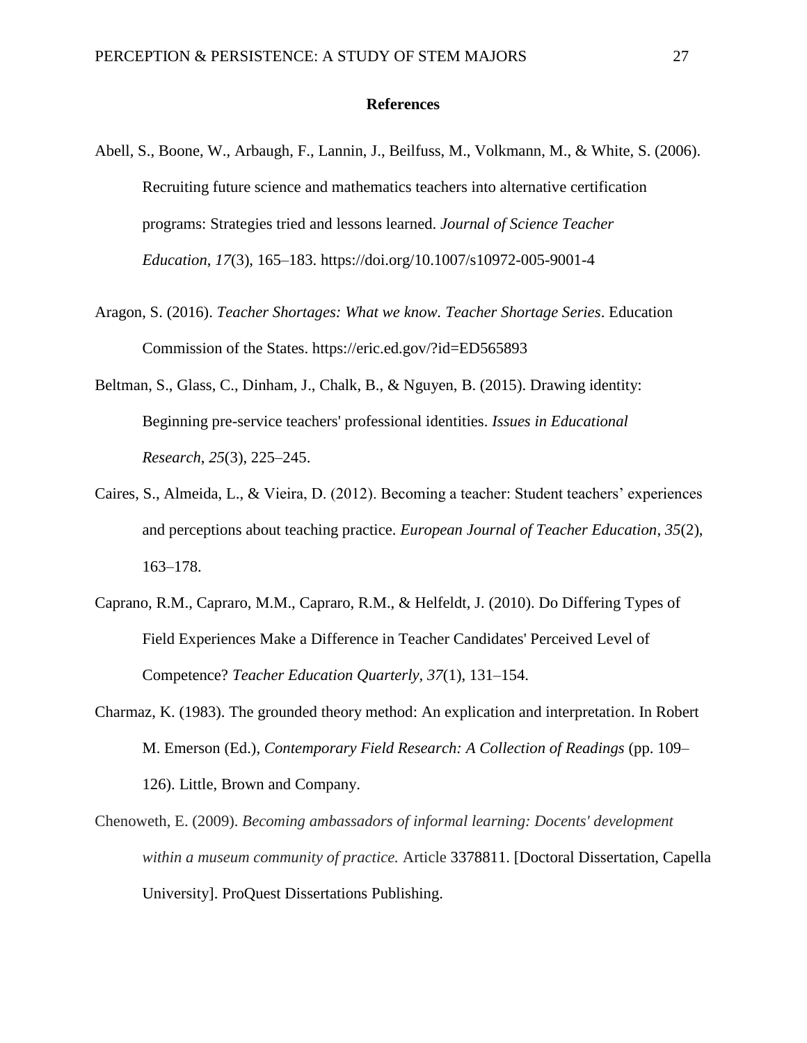# References

Abell, S., Boone, W., Arbaugh, F., Lannin, J., Beilfuss, M., Volkmann, M., & White, S. (2006). Recruiting future science and mathematics teachers into alternative certification programs: Strategies tried and lessons learned. *Journal of Science Teacher Education*, *17*(3), 165–183. https://doi.org/10.1007/s10972-005-9001-4

Aragon, S. (2016). *Teacher Shortages: What we know. Teacher Shortage Series*. Education Commission of the States. https://eric.ed.gov/?id=ED565893

Beltman, S., Glass, C., Dinham, J., Chalk, B., & Nguyen, B. (2015). Drawing identity: Beginning pre-service teachers' professional identities. *Issues in Educational Research*, *25*(3), 225–245.

Caires, S., Almeida, L., & Vieira, D. (2012). Becoming a teacher: Student teachers' experiences and perceptions about teaching practice. *European Journal of Teacher Education*, *35*(2), 163–178.

Caprano, R.M., Capraro, M.M., Capraro, R.M., & Helfeldt, J. (2010). Do Differing Types of Field Experiences Make a Difference in Teacher Candidates' Perceived Level of Competence? *Teacher Education Quarterly*, *37*(1), 131–154.

Charmaz, K. (1983). The grounded theory method: An explication and interpretation. In Robert M. Emerson (Ed.), *Contemporary Field Research: A Collection of Readings* (pp. 109–126). Little, Brown and Company.

Chenoweth, E. (2009). *Becoming ambassadors of informal learning: Docents' development within a museum community of practice.* Article 3378811. [Doctoral Dissertation, Capella University]. ProQuest Dissertations Publishing.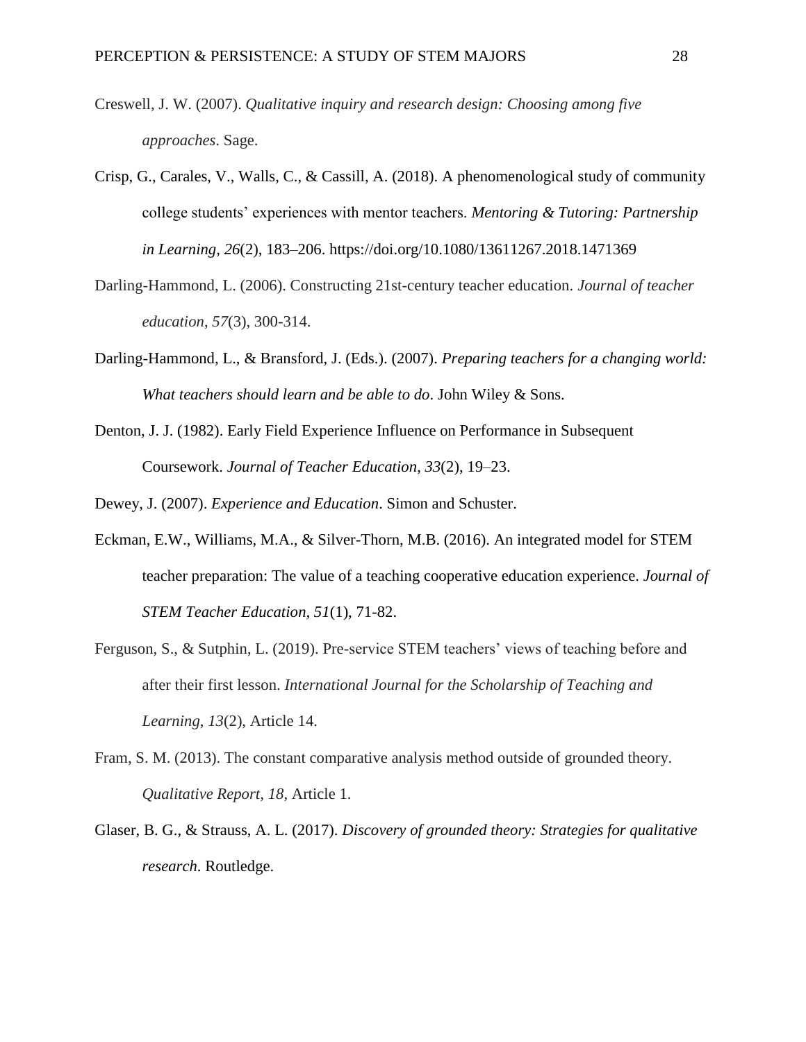Creswell, J. W. (2007). *Qualitative inquiry and research design: Choosing among five approaches*. Sage.

Crisp, G., Carales, V., Walls, C., & Cassill, A. (2018). A phenomenological study of community college students' experiences with mentor teachers. *Mentoring & Tutoring: Partnership in Learning*, *26*(2), 183–206. https://doi.org/10.1080/13611267.2018.1471369

Darling-Hammond, L. (2006). Constructing 21st-century teacher education. *Journal of teacher education*, *57*(3), 300-314.

Darling-Hammond, L., & Bransford, J. (Eds.). (2007). *Preparing teachers for a changing world: What teachers should learn and be able to do*. John Wiley & Sons.

Denton, J. J. (1982). Early Field Experience Influence on Performance in Subsequent Coursework. *Journal of Teacher Education*, *33*(2), 19–23.

Dewey, J. (2007). *Experience and Education*. Simon and Schuster.

Eckman, E.W., Williams, M.A., & Silver-Thorn, M.B. (2016). An integrated model for STEM teacher preparation: The value of a teaching cooperative education experience. *Journal of STEM Teacher Education*, *51*(1), 71-82.

Ferguson, S., & Sutphin, L. (2019). Pre-service STEM teachers' views of teaching before and after their first lesson. *International Journal for the Scholarship of Teaching and Learning*, *13*(2), Article 14.

Fram, S. M. (2013). The constant comparative analysis method outside of grounded theory. *Qualitative Report*, *18*, Article 1.

Glaser, B. G., & Strauss, A. L. (2017). *Discovery of grounded theory: Strategies for qualitative research*. Routledge.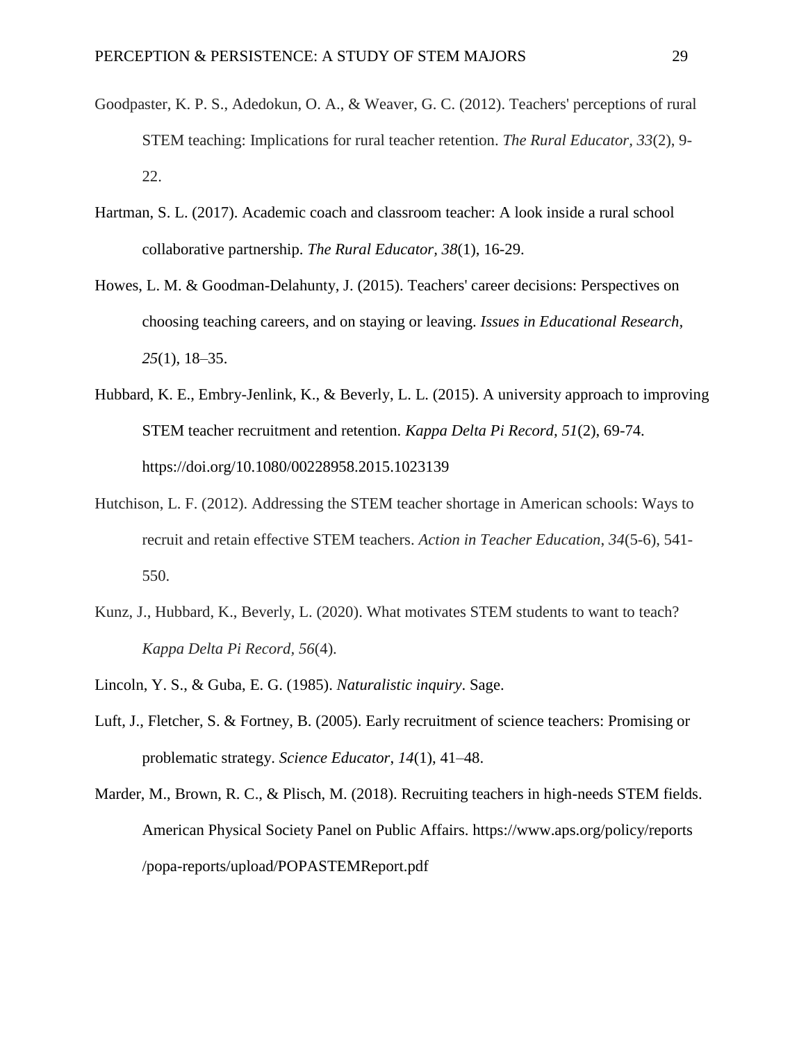Goodpaster, K. P. S., Adedokun, O. A., & Weaver, G. C. (2012). Teachers' perceptions of rural STEM teaching: Implications for rural teacher retention. *The Rural Educator*, *33*(2), 9-22.

Hartman, S. L. (2017). Academic coach and classroom teacher: A look inside a rural school collaborative partnership. *The Rural Educator*, *38*(1), 16-29.

Howes, L. M. & Goodman-Delahunty, J. (2015). Teachers' career decisions: Perspectives on choosing teaching careers, and on staying or leaving. *Issues in Educational Research, 25*(1), 18–35.

Hubbard, K. E., Embry-Jenlink, K., & Beverly, L. L. (2015). A university approach to improving STEM teacher recruitment and retention. *Kappa Delta Pi Record*, *51*(2), 69-74. https://doi.org/10.1080/00228958.2015.1023139

Hutchison, L. F. (2012). Addressing the STEM teacher shortage in American schools: Ways to recruit and retain effective STEM teachers. *Action in Teacher Education*, *34*(5-6), 541-550.

Kunz, J., Hubbard, K., Beverly, L. (2020). What motivates STEM students to want to teach? *Kappa Delta Pi Record*, *56*(4).

Lincoln, Y. S., & Guba, E. G. (1985). *Naturalistic inquiry*. Sage.

Luft, J., Fletcher, S. & Fortney, B. (2005). Early recruitment of science teachers: Promising or problematic strategy. *Science Educator*, *14*(1), 41–48.

Marder, M., Brown, R. C., & Plisch, M. (2018). Recruiting teachers in high-needs STEM fields. American Physical Society Panel on Public Affairs. https://www.aps.org/policy/reports /popa-reports/upload/POPASTEMReport.pdf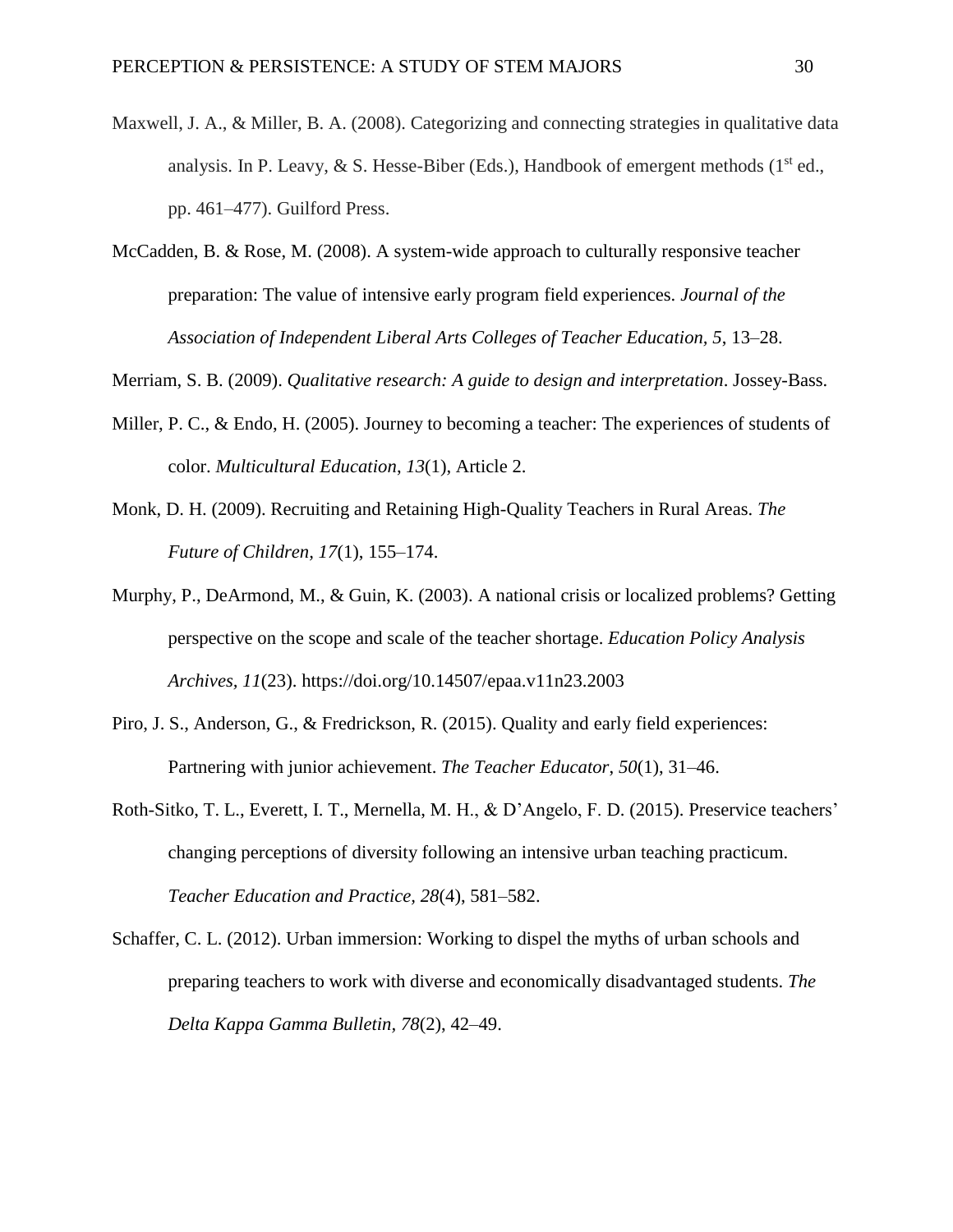Maxwell, J. A., & Miller, B. A. (2008). Categorizing and connecting strategies in qualitative data analysis. In P. Leavy, & S. Hesse-Biber (Eds.), Handbook of emergent methods (1st ed., pp. 461–477). Guilford Press.

McCadden, B. & Rose, M. (2008). A system-wide approach to culturally responsive teacher preparation: The value of intensive early program field experiences. *Journal of the Association of Independent Liberal Arts Colleges of Teacher Education*, *5*, 13–28.

Merriam, S. B. (2009). *Qualitative research: A guide to design and interpretation*. Jossey-Bass.

Miller, P. C., & Endo, H. (2005). Journey to becoming a teacher: The experiences of students of color. *Multicultural Education*, *13*(1), Article 2.

Monk, D. H. (2009). Recruiting and Retaining High-Quality Teachers in Rural Areas. *The Future of Children, 17*(1), 155–174.

Murphy, P., DeArmond, M., & Guin, K. (2003). A national crisis or localized problems? Getting perspective on the scope and scale of the teacher shortage. *Education Policy Analysis Archives, 11*(23). https://doi.org/10.14507/epaa.v11n23.2003

Piro, J. S., Anderson, G., & Fredrickson, R. (2015). Quality and early field experiences: Partnering with junior achievement. *The Teacher Educator*, *50*(1), 31–46.

Roth-Sitko, T. L., Everett, I. T., Mernella, M. H., & D'Angelo, F. D. (2015). Preservice teachers' changing perceptions of diversity following an intensive urban teaching practicum. *Teacher Education and Practice, 28*(4), 581–582.

Schaffer, C. L. (2012). Urban immersion: Working to dispel the myths of urban schools and preparing teachers to work with diverse and economically disadvantaged students. *The Delta Kappa Gamma Bulletin*, *78*(2), 42–49.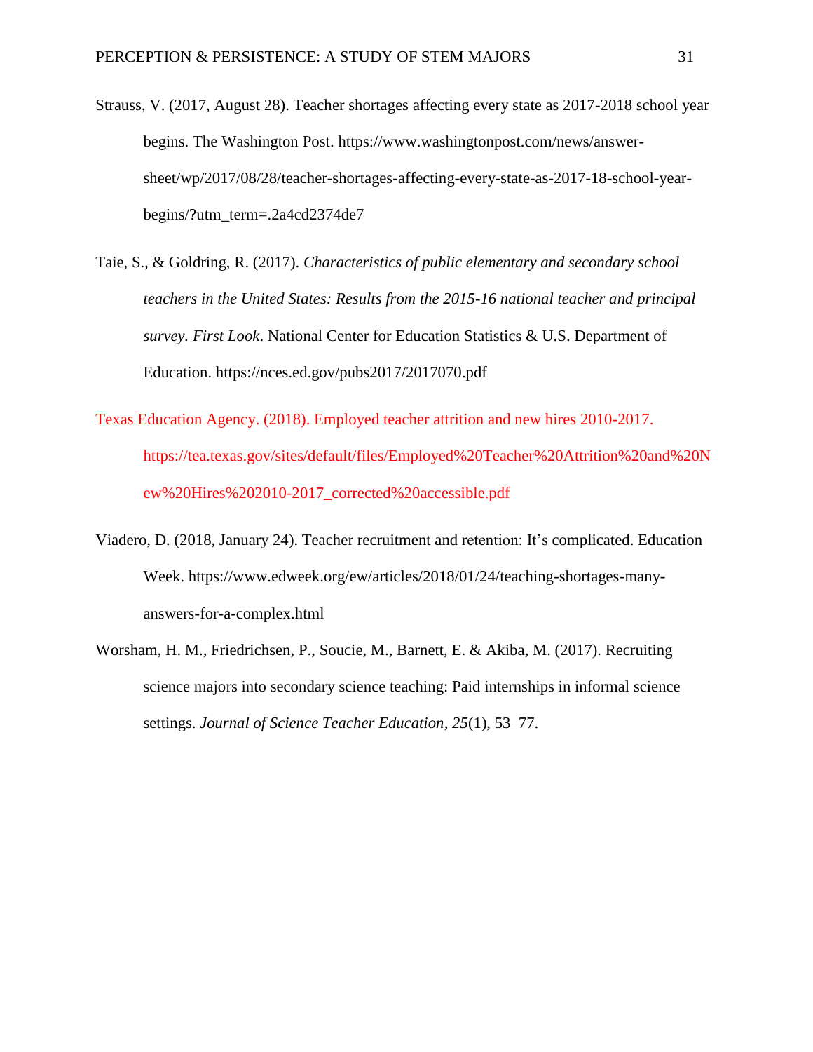Strauss, V. (2017, August 28). Teacher shortages affecting every state as 2017-2018 school year begins. The Washington Post. https://www.washingtonpost.com/news/answer-sheet/wp/2017/08/28/teacher-shortages-affecting-every-state-as-2017-18-school-year-begins/?utm_term=.2a4cd2374de7

Taie, S., & Goldring, R. (2017). *Characteristics of public elementary and secondary school teachers in the United States: Results from the 2015-16 national teacher and principal survey. First Look*. National Center for Education Statistics & U.S. Department of Education. https://nces.ed.gov/pubs2017/2017070.pdf

Texas Education Agency. (2018). Employed teacher attrition and new hires 2010-2017. https://tea.texas.gov/sites/default/files/Employed%20Teacher%20Attrition%20and%20New%20Hires%202010-2017_corrected%20accessible.pdf

Viadero, D. (2018, January 24). Teacher recruitment and retention: It's complicated. Education Week. https://www.edweek.org/ew/articles/2018/01/24/teaching-shortages-many-answers-for-a-complex.html

Worsham, H. M., Friedrichsen, P., Soucie, M., Barnett, E. & Akiba, M. (2017). Recruiting science majors into secondary science teaching: Paid internships in informal science settings. *Journal of Science Teacher Education, 25*(1), 53–77.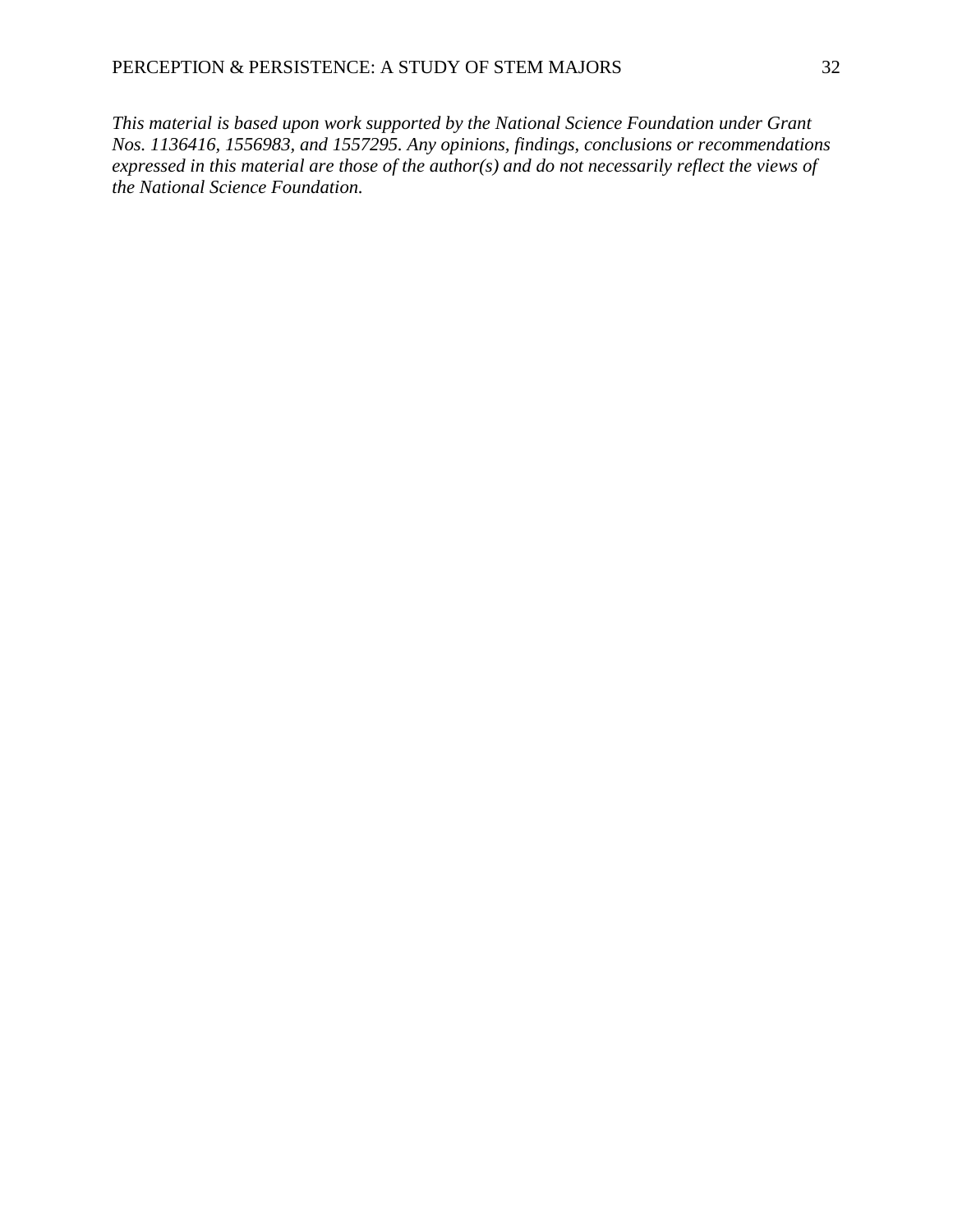*This material is based upon work supported by the National Science Foundation under Grant Nos. 1136416, 1556983, and 1557295. Any opinions, findings, conclusions or recommendations expressed in this material are those of the author(s) and do not necessarily reflect the views of the National Science Foundation.*